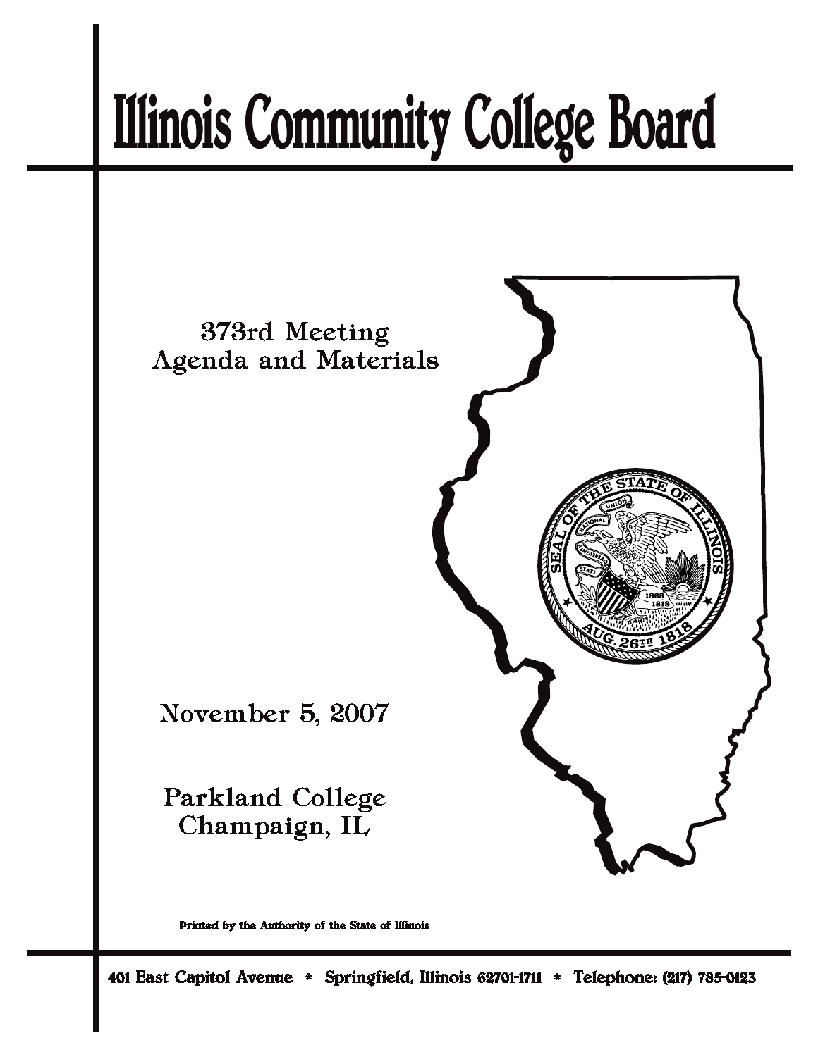# Illinois Community College Board

373rd Meeting
Agenda and Materials

November 5, 2007

Parkland College
Champaign, IL

Printed by the Authority of the State of Illinois

401 East Capitol Avenue * Springfield, Illinois 62701-1711 * Telephone: (217) 785-0123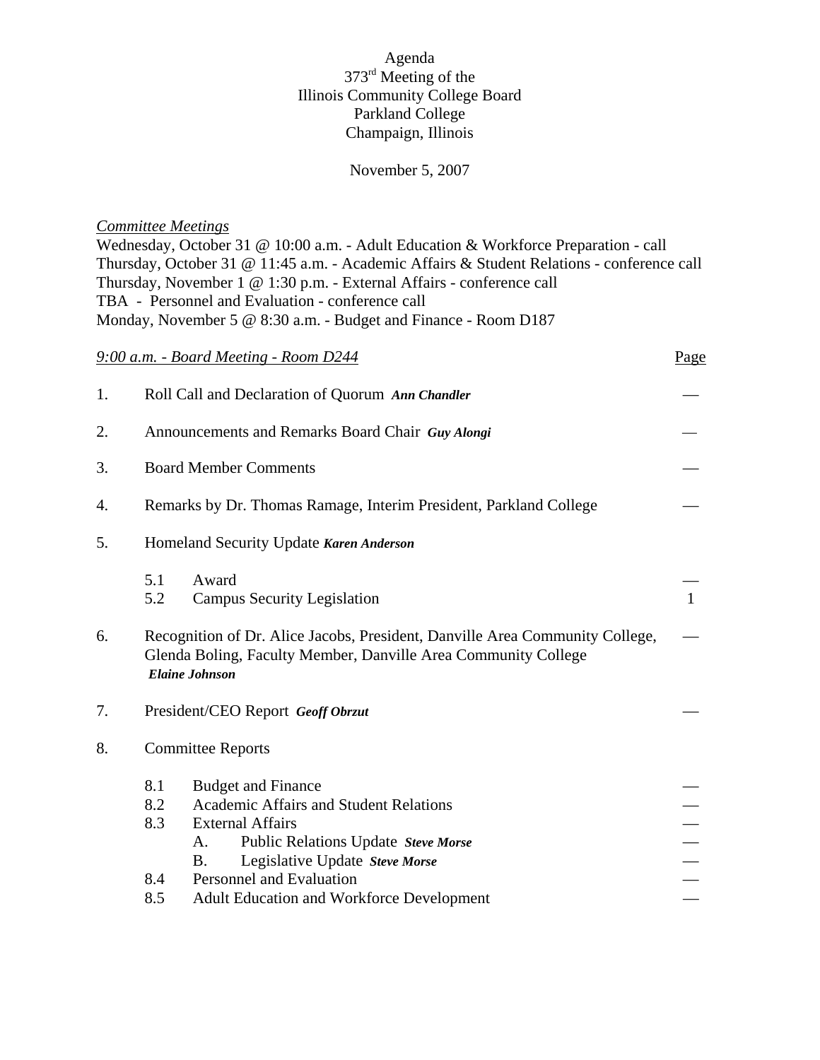Agenda
373rd Meeting of the
Illinois Community College Board
Parkland College
Champaign, Illinois

November 5, 2007

*Committee Meetings*

Wednesday, October 31 @ 10:00 a.m. - Adult Education & Workforce Preparation - call
Thursday, October 31 @ 11:45 a.m. - Academic Affairs & Student Relations - conference call
Thursday, November 1 @ 1:30 p.m. - External Affairs - conference call
TBA - Personnel and Evaluation - conference call
Monday, November 5 @ 8:30 a.m. - Budget and Finance - Room D187

| *9:00 a.m. - Board Meeting - Room D244* | | | Page |
|---|---|---|---|
| 1. | Roll Call and Declaration of Quorum ***Ann Chandler*** | | — |
| 2. | Announcements and Remarks Board Chair ***Guy Alongi*** | | — |
| 3. | Board Member Comments | | — |
| 4. | Remarks by Dr. Thomas Ramage, Interim President, Parkland College | | — |
| 5. | Homeland Security Update ***Karen Anderson*** | | |
| | 5.1 | Award | — |
| | 5.2 | Campus Security Legislation | 1 |
| 6. | Recognition of Dr. Alice Jacobs, President, Danville Area Community College, Glenda Boling, Faculty Member, Danville Area Community College ***Elaine Johnson*** | | — |
| 7. | President/CEO Report ***Geoff Obrzut*** | | — |
| 8. | Committee Reports | | |
| | 8.1 | Budget and Finance | — |
| | 8.2 | Academic Affairs and Student Relations | — |
| | 8.3 | External Affairs | — |
| | | A. Public Relations Update ***Steve Morse*** | — |
| | | B. Legislative Update ***Steve Morse*** | — |
| | 8.4 | Personnel and Evaluation | — |
| | 8.5 | Adult Education and Workforce Development | — |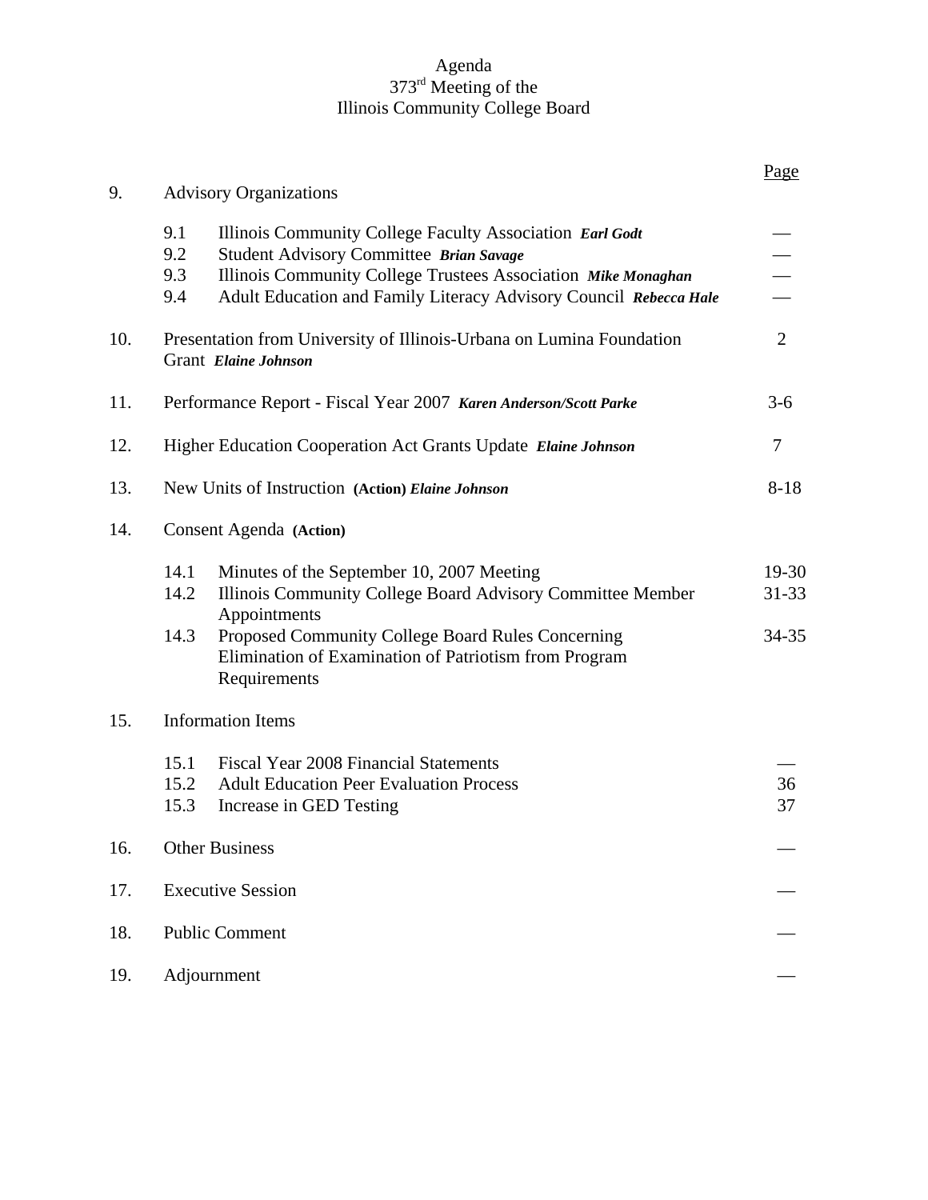Agenda
373rd Meeting of the
Illinois Community College Board

| | | Page |
|---|---|---|
| 9. | Advisory Organizations | |
| | 9.1 Illinois Community College Faculty Association ***Earl Godt*** | — |
| | 9.2 Student Advisory Committee ***Brian Savage*** | — |
| | 9.3 Illinois Community College Trustees Association ***Mike Monaghan*** | — |
| | 9.4 Adult Education and Family Literacy Advisory Council ***Rebecca Hale*** | — |
| 10. | Presentation from University of Illinois-Urbana on Lumina Foundation Grant ***Elaine Johnson*** | 2 |
| 11. | Performance Report - Fiscal Year 2007 ***Karen Anderson/Scott Parke*** | 3-6 |
| 12. | Higher Education Cooperation Act Grants Update ***Elaine Johnson*** | 7 |
| 13. | New Units of Instruction **(Action)** ***Elaine Johnson*** | 8-18 |
| 14. | Consent Agenda **(Action)** | |
| | 14.1 Minutes of the September 10, 2007 Meeting | 19-30 |
| | 14.2 Illinois Community College Board Advisory Committee Member Appointments | 31-33 |
| | 14.3 Proposed Community College Board Rules Concerning Elimination of Examination of Patriotism from Program Requirements | 34-35 |
| 15. | Information Items | |
| | 15.1 Fiscal Year 2008 Financial Statements | — |
| | 15.2 Adult Education Peer Evaluation Process | 36 |
| | 15.3 Increase in GED Testing | 37 |
| 16. | Other Business | — |
| 17. | Executive Session | — |
| 18. | Public Comment | — |
| 19. | Adjournment | — |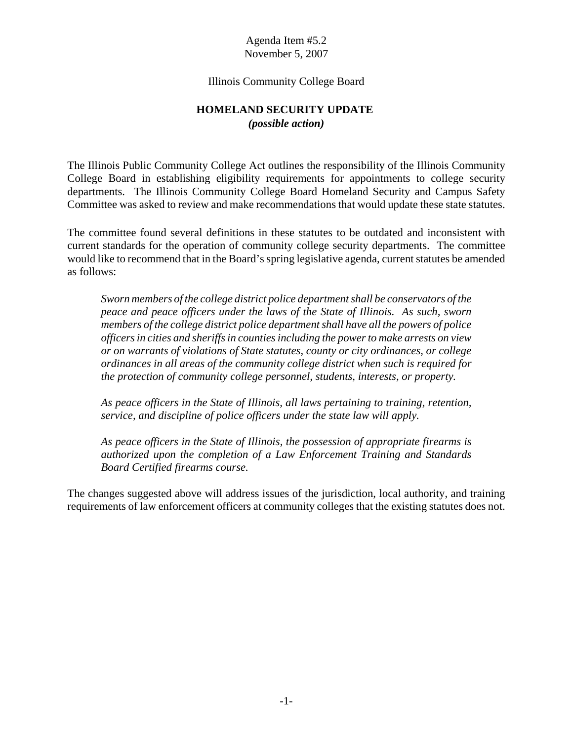Agenda Item #5.2
November 5, 2007

Illinois Community College Board

# HOMELAND SECURITY UPDATE
***(possible action)***

The Illinois Public Community College Act outlines the responsibility of the Illinois Community College Board in establishing eligibility requirements for appointments to college security departments. The Illinois Community College Board Homeland Security and Campus Safety Committee was asked to review and make recommendations that would update these state statutes.

The committee found several definitions in these statutes to be outdated and inconsistent with current standards for the operation of community college security departments. The committee would like to recommend that in the Board's spring legislative agenda, current statutes be amended as follows:

> *Sworn members of the college district police department shall be conservators of the peace and peace officers under the laws of the State of Illinois. As such, sworn members of the college district police department shall have all the powers of police officers in cities and sheriffs in counties including the power to make arrests on view or on warrants of violations of State statutes, county or city ordinances, or college ordinances in all areas of the community college district when such is required for the protection of community college personnel, students, interests, or property.*
>
> *As peace officers in the State of Illinois, all laws pertaining to training, retention, service, and discipline of police officers under the state law will apply.*
>
> *As peace officers in the State of Illinois, the possession of appropriate firearms is authorized upon the completion of a Law Enforcement Training and Standards Board Certified firearms course.*

The changes suggested above will address issues of the jurisdiction, local authority, and training requirements of law enforcement officers at community colleges that the existing statutes does not.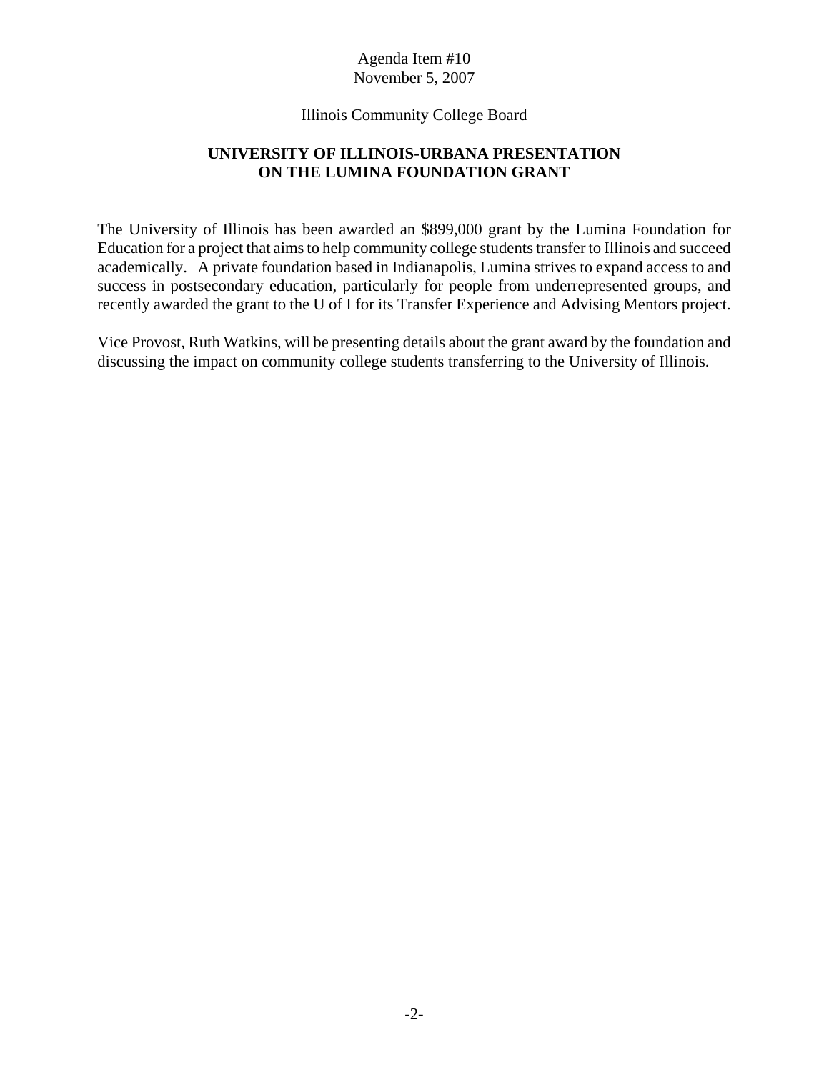Agenda Item #10
November 5, 2007

Illinois Community College Board

## UNIVERSITY OF ILLINOIS-URBANA PRESENTATION ON THE LUMINA FOUNDATION GRANT

The University of Illinois has been awarded an $899,000 grant by the Lumina Foundation for Education for a project that aims to help community college students transfer to Illinois and succeed academically. A private foundation based in Indianapolis, Lumina strives to expand access to and success in postsecondary education, particularly for people from underrepresented groups, and recently awarded the grant to the U of I for its Transfer Experience and Advising Mentors project.

Vice Provost, Ruth Watkins, will be presenting details about the grant award by the foundation and discussing the impact on community college students transferring to the University of Illinois.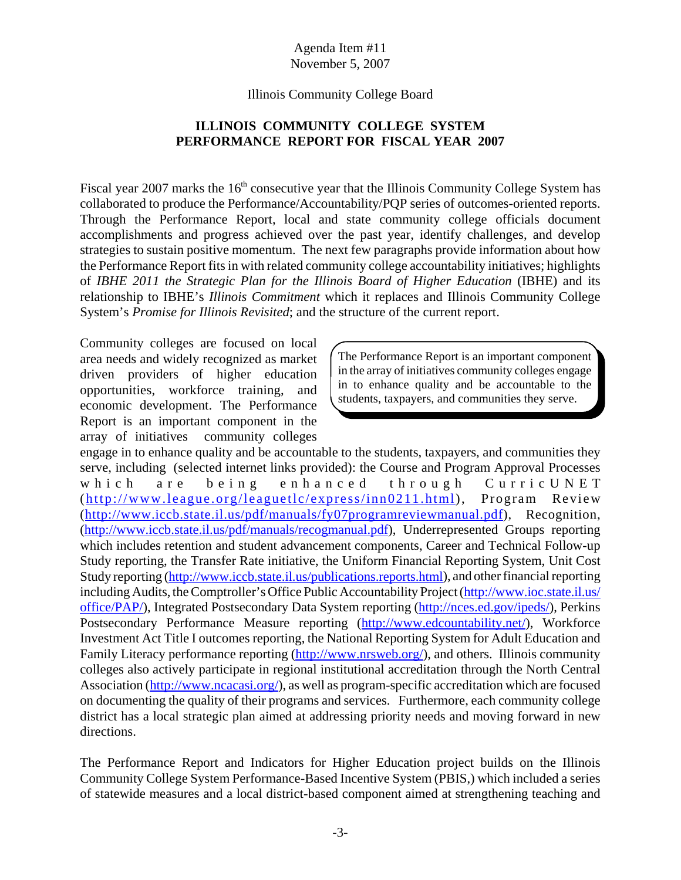Agenda Item #11
November 5, 2007

Illinois Community College Board

**ILLINOIS COMMUNITY COLLEGE SYSTEM**
**PERFORMANCE REPORT FOR FISCAL YEAR 2007**

Fiscal year 2007 marks the 16th consecutive year that the Illinois Community College System has collaborated to produce the Performance/Accountability/PQP series of outcomes-oriented reports. Through the Performance Report, local and state community college officials document accomplishments and progress achieved over the past year, identify challenges, and develop strategies to sustain positive momentum. The next few paragraphs provide information about how the Performance Report fits in with related community college accountability initiatives; highlights of *IBHE 2011 the Strategic Plan for the Illinois Board of Higher Education* (IBHE) and its relationship to IBHE's *Illinois Commitment* which it replaces and Illinois Community College System's *Promise for Illinois Revisited*; and the structure of the current report.

> The Performance Report is an important component in the array of initiatives community colleges engage in to enhance quality and be accountable to the students, taxpayers, and communities they serve.

Community colleges are focused on local area needs and widely recognized as market driven providers of higher education opportunities, workforce training, and economic development. The Performance Report is an important component in the array of initiatives community colleges engage in to enhance quality and be accountable to the students, taxpayers, and communities they serve, including (selected internet links provided): the Course and Program Approval Processes which are being enhanced through CurricUNET (http://www.league.org/leaguetlc/express/inn0211.html), Program Review (http://www.iccb.state.il.us/pdf/manuals/fy07programreviewmanual.pdf), Recognition, (http://www.iccb.state.il.us/pdf/manuals/recogmanual.pdf), Underrepresented Groups reporting which includes retention and student advancement components, Career and Technical Follow-up Study reporting, the Transfer Rate initiative, the Uniform Financial Reporting System, Unit Cost Study reporting (http://www.iccb.state.il.us/publications.reports.html), and other financial reporting including Audits, the Comptroller's Office Public Accountability Project (http://www.ioc.state.il.us/office/PAP/), Integrated Postsecondary Data System reporting (http://nces.ed.gov/ipeds/), Perkins Postsecondary Performance Measure reporting (http://www.edcountability.net/), Workforce Investment Act Title I outcomes reporting, the National Reporting System for Adult Education and Family Literacy performance reporting (http://www.nrsweb.org/), and others. Illinois community colleges also actively participate in regional institutional accreditation through the North Central Association (http://www.ncacasi.org/), as well as program-specific accreditation which are focused on documenting the quality of their programs and services. Furthermore, each community college district has a local strategic plan aimed at addressing priority needs and moving forward in new directions.

The Performance Report and Indicators for Higher Education project builds on the Illinois Community College System Performance-Based Incentive System (PBIS,) which included a series of statewide measures and a local district-based component aimed at strengthening teaching and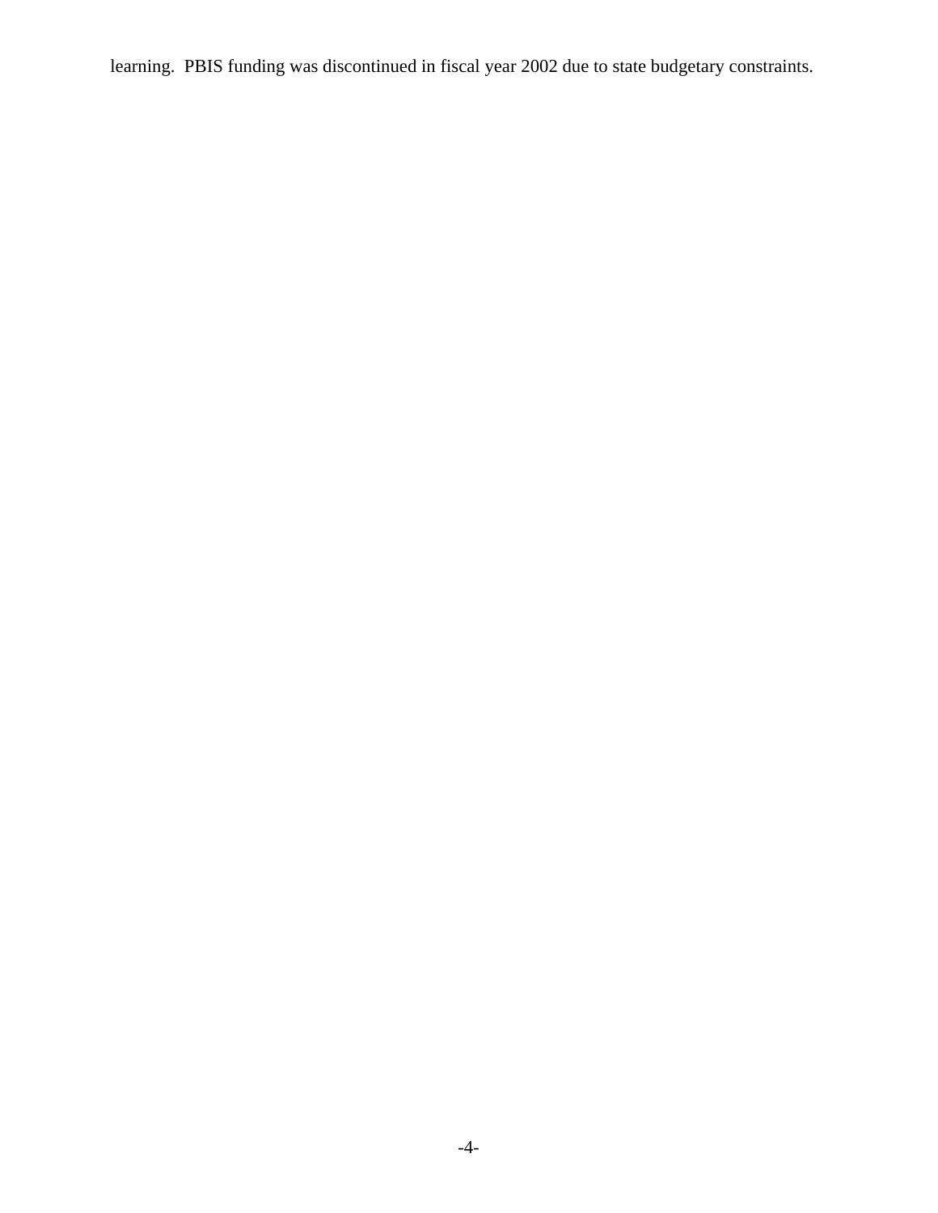learning. PBIS funding was discontinued in fiscal year 2002 due to state budgetary constraints.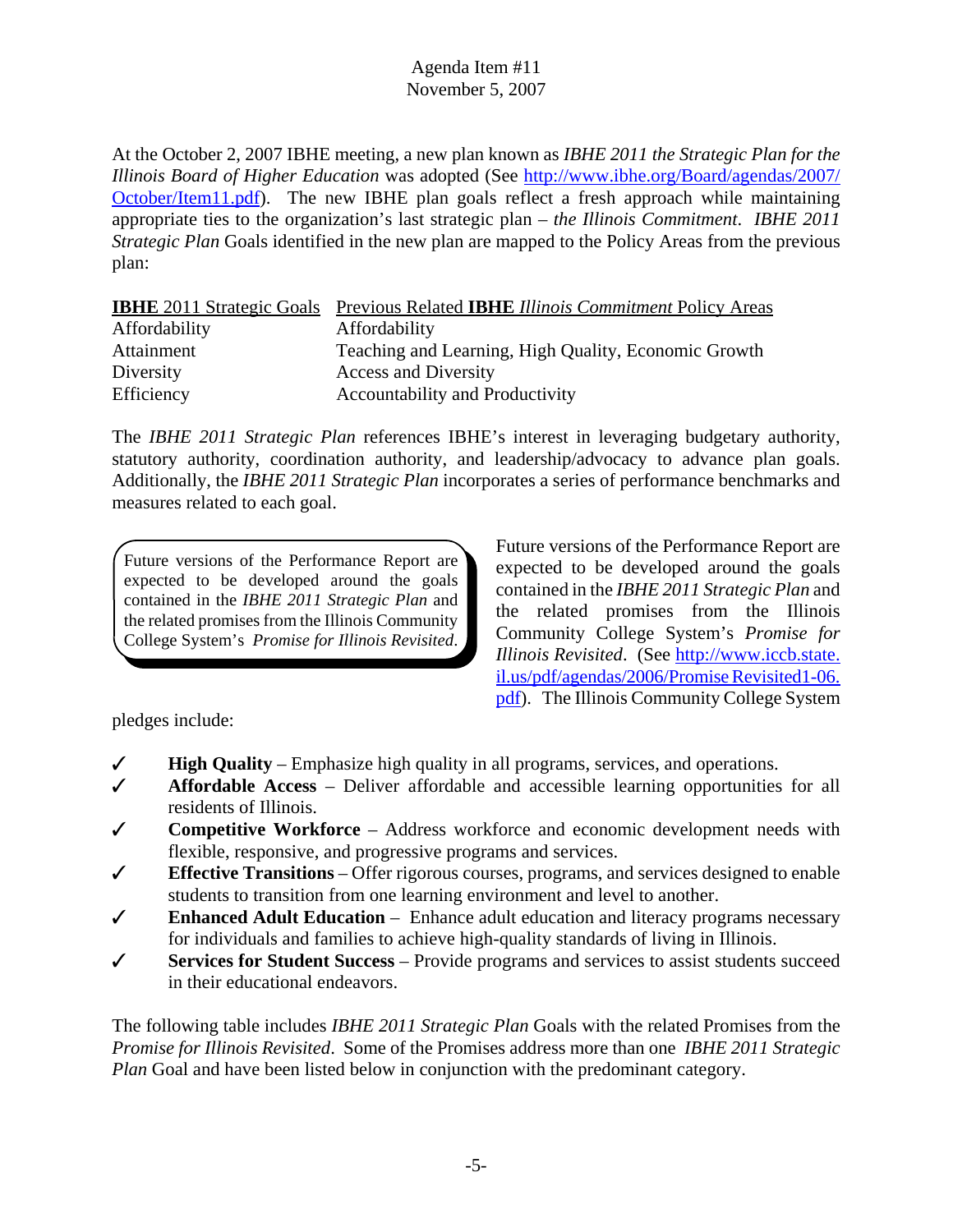Agenda Item #11
November 5, 2007

At the October 2, 2007 IBHE meeting, a new plan known as *IBHE 2011 the Strategic Plan for the Illinois Board of Higher Education* was adopted (See http://www.ibhe.org/Board/agendas/2007/October/Item11.pdf). The new IBHE plan goals reflect a fresh approach while maintaining appropriate ties to the organization's last strategic plan – *the Illinois Commitment*. *IBHE 2011 Strategic Plan* Goals identified in the new plan are mapped to the Policy Areas from the previous plan:

| **IBHE** 2011 Strategic Goals | Previous Related **IBHE** *Illinois Commitment* Policy Areas |
|---|---|
| Affordability | Affordability |
| Attainment | Teaching and Learning, High Quality, Economic Growth |
| Diversity | Access and Diversity |
| Efficiency | Accountability and Productivity |

The *IBHE 2011 Strategic Plan* references IBHE's interest in leveraging budgetary authority, statutory authority, coordination authority, and leadership/advocacy to advance plan goals. Additionally, the *IBHE 2011 Strategic Plan* incorporates a series of performance benchmarks and measures related to each goal.

> Future versions of the Performance Report are expected to be developed around the goals contained in the *IBHE 2011 Strategic Plan* and the related promises from the Illinois Community College System's *Promise for Illinois Revisited*.

Future versions of the Performance Report are expected to be developed around the goals contained in the *IBHE 2011 Strategic Plan* and the related promises from the Illinois Community College System's *Promise for Illinois Revisited*. (See http://www.iccb.state.il.us/pdf/agendas/2006/Promise Revisited1-06.pdf). The Illinois Community College System pledges include:

- ✓ **High Quality** – Emphasize high quality in all programs, services, and operations.
- ✓ **Affordable Access** – Deliver affordable and accessible learning opportunities for all residents of Illinois.
- ✓ **Competitive Workforce** – Address workforce and economic development needs with flexible, responsive, and progressive programs and services.
- ✓ **Effective Transitions** – Offer rigorous courses, programs, and services designed to enable students to transition from one learning environment and level to another.
- ✓ **Enhanced Adult Education** – Enhance adult education and literacy programs necessary for individuals and families to achieve high-quality standards of living in Illinois.
- ✓ **Services for Student Success** – Provide programs and services to assist students succeed in their educational endeavors.

The following table includes *IBHE 2011 Strategic Plan* Goals with the related Promises from the *Promise for Illinois Revisited*. Some of the Promises address more than one *IBHE 2011 Strategic Plan* Goal and have been listed below in conjunction with the predominant category.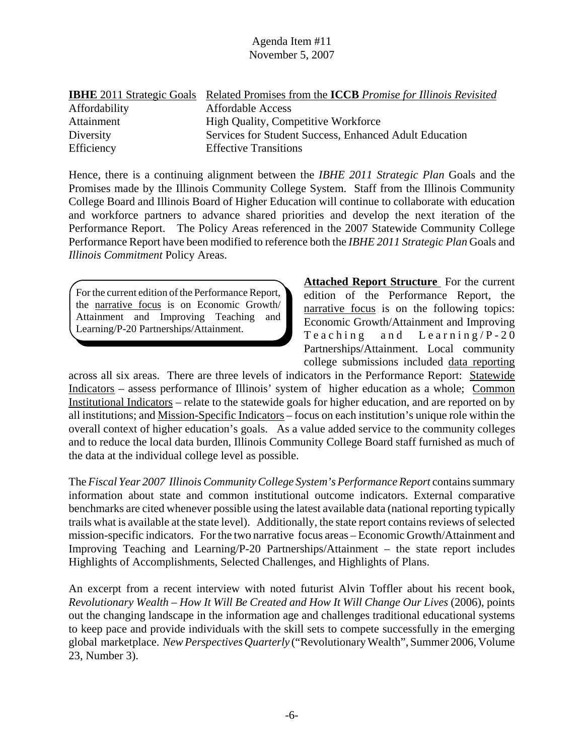| **IBHE** 2011 Strategic Goals | Related Promises from the **ICCB** *Promise for Illinois Revisited* |
|---|---|
| Affordability | Affordable Access |
| Attainment | High Quality, Competitive Workforce |
| Diversity | Services for Student Success, Enhanced Adult Education |
| Efficiency | Effective Transitions |

Hence, there is a continuing alignment between the *IBHE 2011 Strategic Plan* Goals and the Promises made by the Illinois Community College System. Staff from the Illinois Community College Board and Illinois Board of Higher Education will continue to collaborate with education and workforce partners to advance shared priorities and develop the next iteration of the Performance Report. The Policy Areas referenced in the 2007 Statewide Community College Performance Report have been modified to reference both the *IBHE 2011 Strategic Plan* Goals and *Illinois Commitment* Policy Areas.

> For the current edition of the Performance Report, the narrative focus is on Economic Growth/ Attainment and Improving Teaching and Learning/P-20 Partnerships/Attainment.

**Attached Report Structure** For the current edition of the Performance Report, the narrative focus is on the following topics: Economic Growth/Attainment and Improving Teaching and Learning/P-20 Partnerships/Attainment. Local community college submissions included data reporting across all six areas. There are three levels of indicators in the Performance Report: Statewide Indicators – assess performance of Illinois' system of higher education as a whole; Common Institutional Indicators – relate to the statewide goals for higher education, and are reported on by all institutions; and Mission-Specific Indicators – focus on each institution's unique role within the overall context of higher education's goals. As a value added service to the community colleges and to reduce the local data burden, Illinois Community College Board staff furnished as much of the data at the individual college level as possible.

The *Fiscal Year 2007 Illinois Community College System's Performance Report* contains summary information about state and common institutional outcome indicators. External comparative benchmarks are cited whenever possible using the latest available data (national reporting typically trails what is available at the state level). Additionally, the state report contains reviews of selected mission-specific indicators. For the two narrative focus areas – Economic Growth/Attainment and Improving Teaching and Learning/P-20 Partnerships/Attainment – the state report includes Highlights of Accomplishments, Selected Challenges, and Highlights of Plans.

An excerpt from a recent interview with noted futurist Alvin Toffler about his recent book, *Revolutionary Wealth – How It Will Be Created and How It Will Change Our Lives* (2006), points out the changing landscape in the information age and challenges traditional educational systems to keep pace and provide individuals with the skill sets to compete successfully in the emerging global marketplace. *New Perspectives Quarterly* ("Revolutionary Wealth", Summer 2006, Volume 23, Number 3).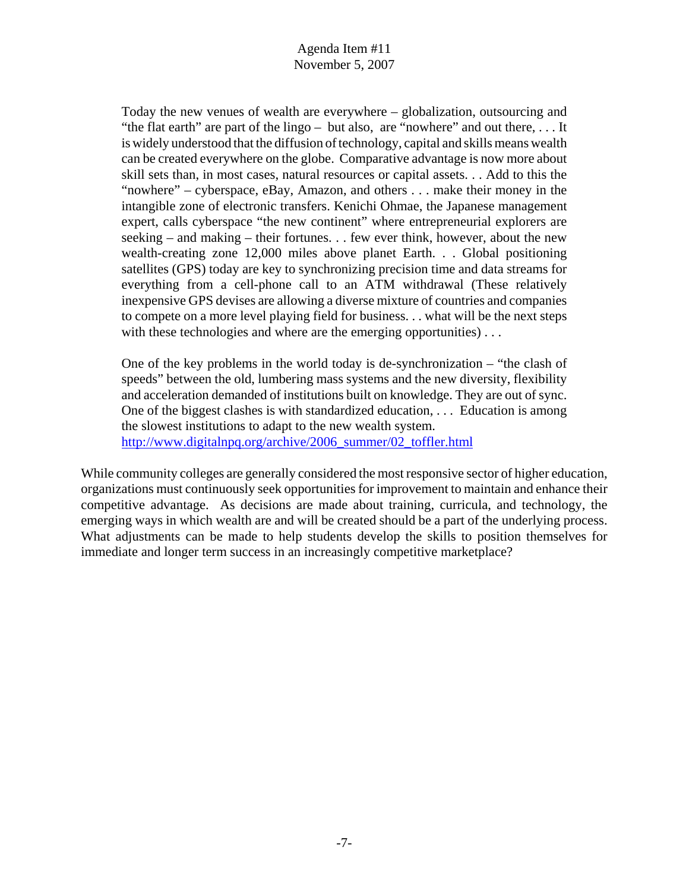> Today the new venues of wealth are everywhere – globalization, outsourcing and "the flat earth" are part of the lingo – but also, are "nowhere" and out there, . . . It is widely understood that the diffusion of technology, capital and skills means wealth can be created everywhere on the globe. Comparative advantage is now more about skill sets than, in most cases, natural resources or capital assets. . . Add to this the "nowhere" – cyberspace, eBay, Amazon, and others . . . make their money in the intangible zone of electronic transfers. Kenichi Ohmae, the Japanese management expert, calls cyberspace "the new continent" where entrepreneurial explorers are seeking – and making – their fortunes. . . few ever think, however, about the new wealth-creating zone 12,000 miles above planet Earth. . . Global positioning satellites (GPS) today are key to synchronizing precision time and data streams for everything from a cell-phone call to an ATM withdrawal (These relatively inexpensive GPS devises are allowing a diverse mixture of countries and companies to compete on a more level playing field for business. . . what will be the next steps with these technologies and where are the emerging opportunities) . . .
>
> One of the key problems in the world today is de-synchronization – "the clash of speeds" between the old, lumbering mass systems and the new diversity, flexibility and acceleration demanded of institutions built on knowledge. They are out of sync. One of the biggest clashes is with standardized education, . . . Education is among the slowest institutions to adapt to the new wealth system.
> http://www.digitalnpq.org/archive/2006_summer/02_toffler.html

While community colleges are generally considered the most responsive sector of higher education, organizations must continuously seek opportunities for improvement to maintain and enhance their competitive advantage. As decisions are made about training, curricula, and technology, the emerging ways in which wealth are and will be created should be a part of the underlying process. What adjustments can be made to help students develop the skills to position themselves for immediate and longer term success in an increasingly competitive marketplace?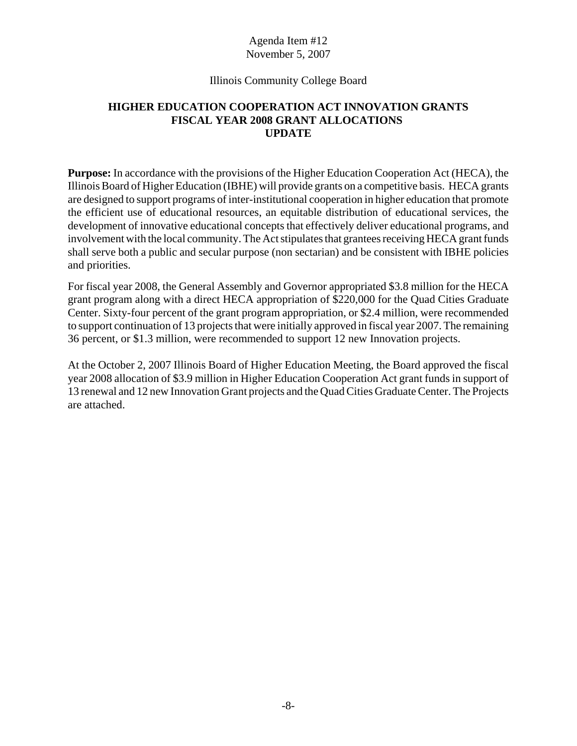Agenda Item #12
November 5, 2007

Illinois Community College Board

# HIGHER EDUCATION COOPERATION ACT INNOVATION GRANTS FISCAL YEAR 2008 GRANT ALLOCATIONS UPDATE

**Purpose:** In accordance with the provisions of the Higher Education Cooperation Act (HECA), the Illinois Board of Higher Education (IBHE) will provide grants on a competitive basis. HECA grants are designed to support programs of inter-institutional cooperation in higher education that promote the efficient use of educational resources, an equitable distribution of educational services, the development of innovative educational concepts that effectively deliver educational programs, and involvement with the local community. The Act stipulates that grantees receiving HECA grant funds shall serve both a public and secular purpose (non sectarian) and be consistent with IBHE policies and priorities.

For fiscal year 2008, the General Assembly and Governor appropriated $3.8 million for the HECA grant program along with a direct HECA appropriation of $220,000 for the Quad Cities Graduate Center. Sixty-four percent of the grant program appropriation, or $2.4 million, were recommended to support continuation of 13 projects that were initially approved in fiscal year 2007. The remaining 36 percent, or $1.3 million, were recommended to support 12 new Innovation projects.

At the October 2, 2007 Illinois Board of Higher Education Meeting, the Board approved the fiscal year 2008 allocation of $3.9 million in Higher Education Cooperation Act grant funds in support of 13 renewal and 12 new Innovation Grant projects and the Quad Cities Graduate Center. The Projects are attached.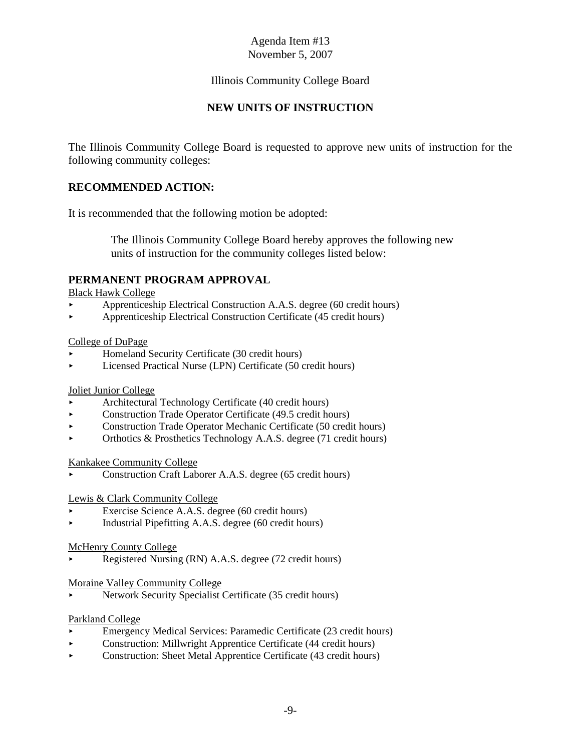Agenda Item #13
November 5, 2007

Illinois Community College Board

## NEW UNITS OF INSTRUCTION

The Illinois Community College Board is requested to approve new units of instruction for the following community colleges:

### RECOMMENDED ACTION:

It is recommended that the following motion be adopted:

> The Illinois Community College Board hereby approves the following new units of instruction for the community colleges listed below:

### PERMANENT PROGRAM APPROVAL

Black Hawk College

- Apprenticeship Electrical Construction A.A.S. degree (60 credit hours)
- Apprenticeship Electrical Construction Certificate (45 credit hours)

College of DuPage

- Homeland Security Certificate (30 credit hours)
- Licensed Practical Nurse (LPN) Certificate (50 credit hours)

Joliet Junior College

- Architectural Technology Certificate (40 credit hours)
- Construction Trade Operator Certificate (49.5 credit hours)
- Construction Trade Operator Mechanic Certificate (50 credit hours)
- Orthotics & Prosthetics Technology A.A.S. degree (71 credit hours)

Kankakee Community College

- Construction Craft Laborer A.A.S. degree (65 credit hours)

Lewis & Clark Community College

- Exercise Science A.A.S. degree (60 credit hours)
- Industrial Pipefitting A.A.S. degree (60 credit hours)

McHenry County College

- Registered Nursing (RN) A.A.S. degree (72 credit hours)

Moraine Valley Community College

- Network Security Specialist Certificate (35 credit hours)

Parkland College

- Emergency Medical Services: Paramedic Certificate (23 credit hours)
- Construction: Millwright Apprentice Certificate (44 credit hours)
- Construction: Sheet Metal Apprentice Certificate (43 credit hours)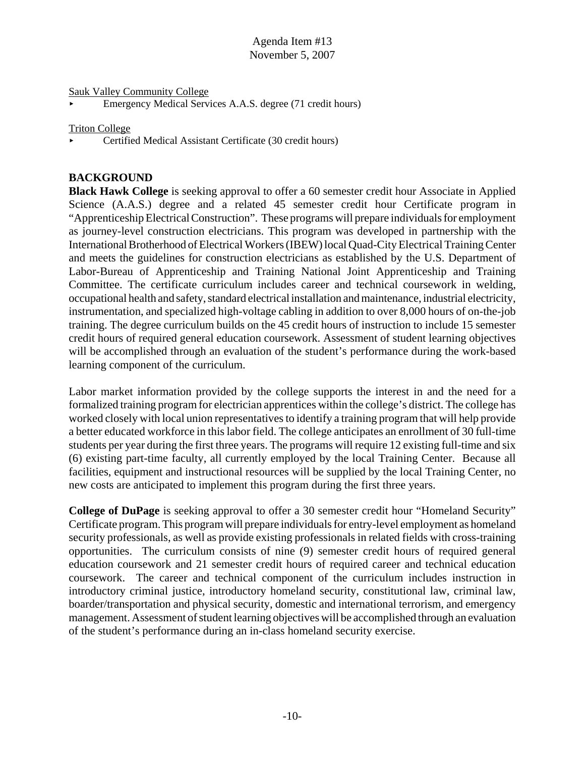Sauk Valley Community College

- Emergency Medical Services A.A.S. degree (71 credit hours)

Triton College

- Certified Medical Assistant Certificate (30 credit hours)

## BACKGROUND

**Black Hawk College** is seeking approval to offer a 60 semester credit hour Associate in Applied Science (A.A.S.) degree and a related 45 semester credit hour Certificate program in "Apprenticeship Electrical Construction". These programs will prepare individuals for employment as journey-level construction electricians. This program was developed in partnership with the International Brotherhood of Electrical Workers (IBEW) local Quad-City Electrical Training Center and meets the guidelines for construction electricians as established by the U.S. Department of Labor-Bureau of Apprenticeship and Training National Joint Apprenticeship and Training Committee. The certificate curriculum includes career and technical coursework in welding, occupational health and safety, standard electrical installation and maintenance, industrial electricity, instrumentation, and specialized high-voltage cabling in addition to over 8,000 hours of on-the-job training. The degree curriculum builds on the 45 credit hours of instruction to include 15 semester credit hours of required general education coursework. Assessment of student learning objectives will be accomplished through an evaluation of the student's performance during the work-based learning component of the curriculum.

Labor market information provided by the college supports the interest in and the need for a formalized training program for electrician apprentices within the college's district. The college has worked closely with local union representatives to identify a training program that will help provide a better educated workforce in this labor field. The college anticipates an enrollment of 30 full-time students per year during the first three years. The programs will require 12 existing full-time and six (6) existing part-time faculty, all currently employed by the local Training Center. Because all facilities, equipment and instructional resources will be supplied by the local Training Center, no new costs are anticipated to implement this program during the first three years.

**College of DuPage** is seeking approval to offer a 30 semester credit hour "Homeland Security" Certificate program. This program will prepare individuals for entry-level employment as homeland security professionals, as well as provide existing professionals in related fields with cross-training opportunities. The curriculum consists of nine (9) semester credit hours of required general education coursework and 21 semester credit hours of required career and technical education coursework. The career and technical component of the curriculum includes instruction in introductory criminal justice, introductory homeland security, constitutional law, criminal law, boarder/transportation and physical security, domestic and international terrorism, and emergency management. Assessment of student learning objectives will be accomplished through an evaluation of the student's performance during an in-class homeland security exercise.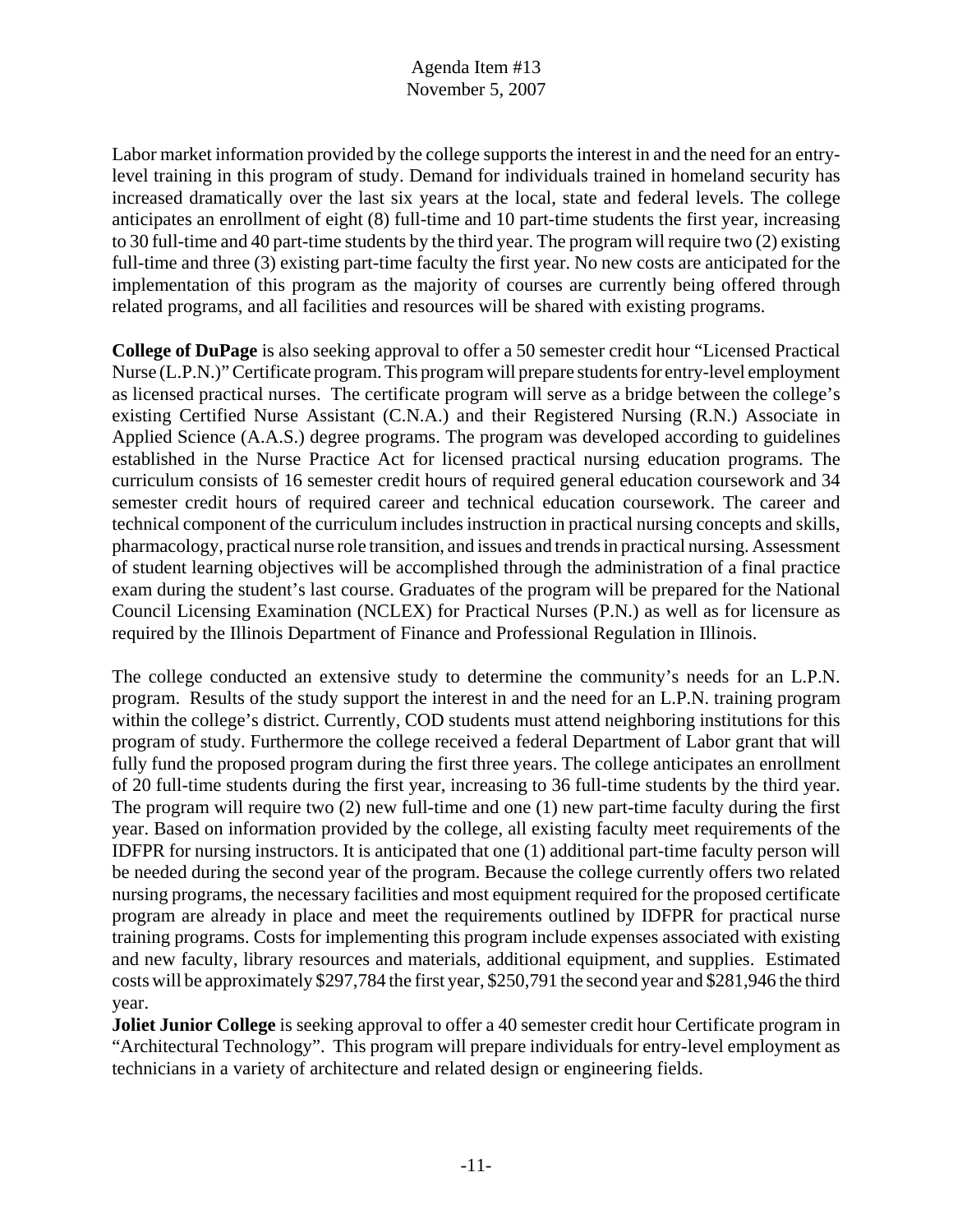Labor market information provided by the college supports the interest in and the need for an entry-level training in this program of study. Demand for individuals trained in homeland security has increased dramatically over the last six years at the local, state and federal levels. The college anticipates an enrollment of eight (8) full-time and 10 part-time students the first year, increasing to 30 full-time and 40 part-time students by the third year. The program will require two (2) existing full-time and three (3) existing part-time faculty the first year. No new costs are anticipated for the implementation of this program as the majority of courses are currently being offered through related programs, and all facilities and resources will be shared with existing programs.

**College of DuPage** is also seeking approval to offer a 50 semester credit hour "Licensed Practical Nurse (L.P.N.)" Certificate program. This program will prepare students for entry-level employment as licensed practical nurses. The certificate program will serve as a bridge between the college's existing Certified Nurse Assistant (C.N.A.) and their Registered Nursing (R.N.) Associate in Applied Science (A.A.S.) degree programs. The program was developed according to guidelines established in the Nurse Practice Act for licensed practical nursing education programs. The curriculum consists of 16 semester credit hours of required general education coursework and 34 semester credit hours of required career and technical education coursework. The career and technical component of the curriculum includes instruction in practical nursing concepts and skills, pharmacology, practical nurse role transition, and issues and trends in practical nursing. Assessment of student learning objectives will be accomplished through the administration of a final practice exam during the student's last course. Graduates of the program will be prepared for the National Council Licensing Examination (NCLEX) for Practical Nurses (P.N.) as well as for licensure as required by the Illinois Department of Finance and Professional Regulation in Illinois.

The college conducted an extensive study to determine the community's needs for an L.P.N. program. Results of the study support the interest in and the need for an L.P.N. training program within the college's district. Currently, COD students must attend neighboring institutions for this program of study. Furthermore the college received a federal Department of Labor grant that will fully fund the proposed program during the first three years. The college anticipates an enrollment of 20 full-time students during the first year, increasing to 36 full-time students by the third year. The program will require two (2) new full-time and one (1) new part-time faculty during the first year. Based on information provided by the college, all existing faculty meet requirements of the IDFPR for nursing instructors. It is anticipated that one (1) additional part-time faculty person will be needed during the second year of the program. Because the college currently offers two related nursing programs, the necessary facilities and most equipment required for the proposed certificate program are already in place and meet the requirements outlined by IDFPR for practical nurse training programs. Costs for implementing this program include expenses associated with existing and new faculty, library resources and materials, additional equipment, and supplies. Estimated costs will be approximately $297,784 the first year, $250,791 the second year and $281,946 the third year.

**Joliet Junior College** is seeking approval to offer a 40 semester credit hour Certificate program in "Architectural Technology". This program will prepare individuals for entry-level employment as technicians in a variety of architecture and related design or engineering fields.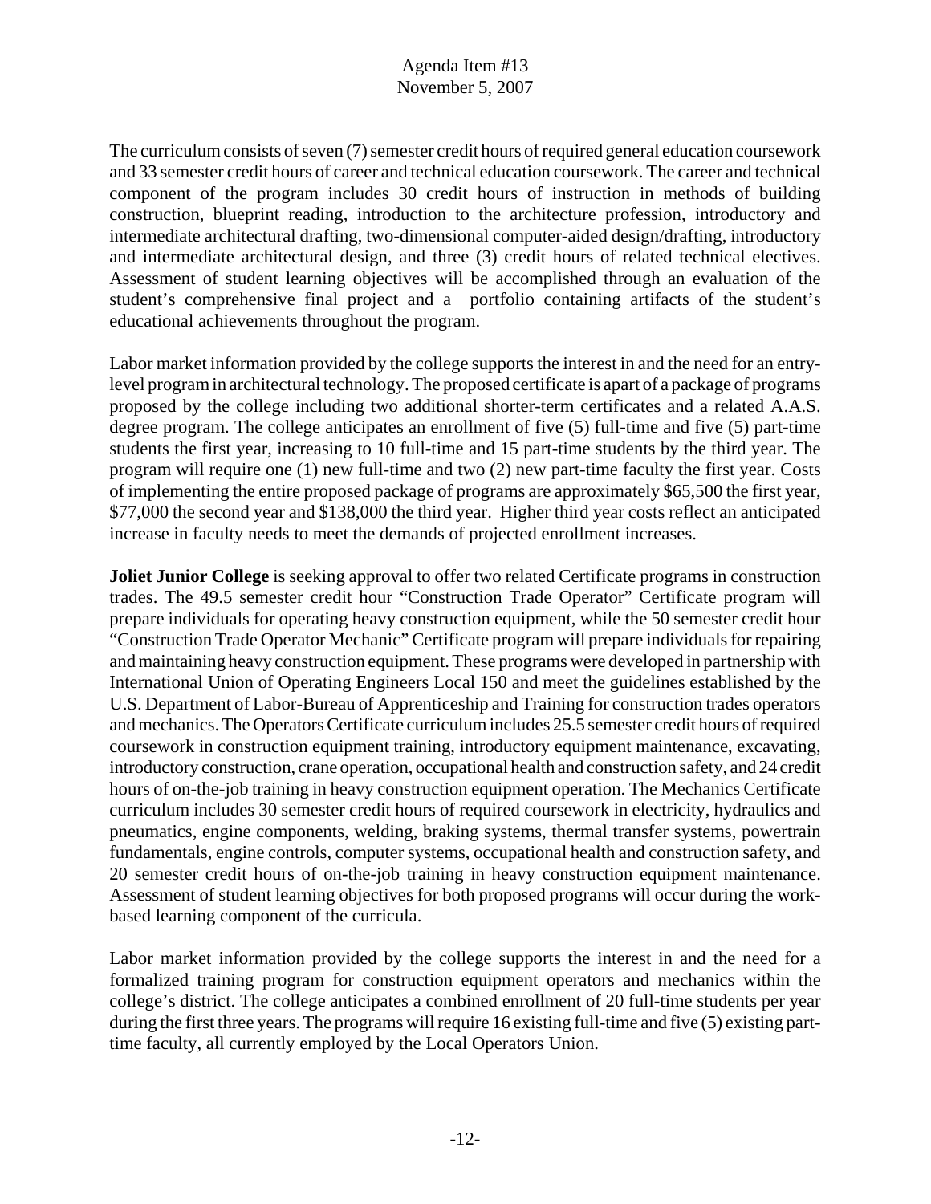The curriculum consists of seven (7) semester credit hours of required general education coursework and 33 semester credit hours of career and technical education coursework. The career and technical component of the program includes 30 credit hours of instruction in methods of building construction, blueprint reading, introduction to the architecture profession, introductory and intermediate architectural drafting, two-dimensional computer-aided design/drafting, introductory and intermediate architectural design, and three (3) credit hours of related technical electives. Assessment of student learning objectives will be accomplished through an evaluation of the student's comprehensive final project and a portfolio containing artifacts of the student's educational achievements throughout the program.

Labor market information provided by the college supports the interest in and the need for an entry-level program in architectural technology. The proposed certificate is apart of a package of programs proposed by the college including two additional shorter-term certificates and a related A.A.S. degree program. The college anticipates an enrollment of five (5) full-time and five (5) part-time students the first year, increasing to 10 full-time and 15 part-time students by the third year. The program will require one (1) new full-time and two (2) new part-time faculty the first year. Costs of implementing the entire proposed package of programs are approximately $65,500 the first year, $77,000 the second year and $138,000 the third year. Higher third year costs reflect an anticipated increase in faculty needs to meet the demands of projected enrollment increases.

**Joliet Junior College** is seeking approval to offer two related Certificate programs in construction trades. The 49.5 semester credit hour "Construction Trade Operator" Certificate program will prepare individuals for operating heavy construction equipment, while the 50 semester credit hour "Construction Trade Operator Mechanic" Certificate program will prepare individuals for repairing and maintaining heavy construction equipment. These programs were developed in partnership with International Union of Operating Engineers Local 150 and meet the guidelines established by the U.S. Department of Labor-Bureau of Apprenticeship and Training for construction trades operators and mechanics. The Operators Certificate curriculum includes 25.5 semester credit hours of required coursework in construction equipment training, introductory equipment maintenance, excavating, introductory construction, crane operation, occupational health and construction safety, and 24 credit hours of on-the-job training in heavy construction equipment operation. The Mechanics Certificate curriculum includes 30 semester credit hours of required coursework in electricity, hydraulics and pneumatics, engine components, welding, braking systems, thermal transfer systems, powertrain fundamentals, engine controls, computer systems, occupational health and construction safety, and 20 semester credit hours of on-the-job training in heavy construction equipment maintenance. Assessment of student learning objectives for both proposed programs will occur during the work-based learning component of the curricula.

Labor market information provided by the college supports the interest in and the need for a formalized training program for construction equipment operators and mechanics within the college's district. The college anticipates a combined enrollment of 20 full-time students per year during the first three years. The programs will require 16 existing full-time and five (5) existing part-time faculty, all currently employed by the Local Operators Union.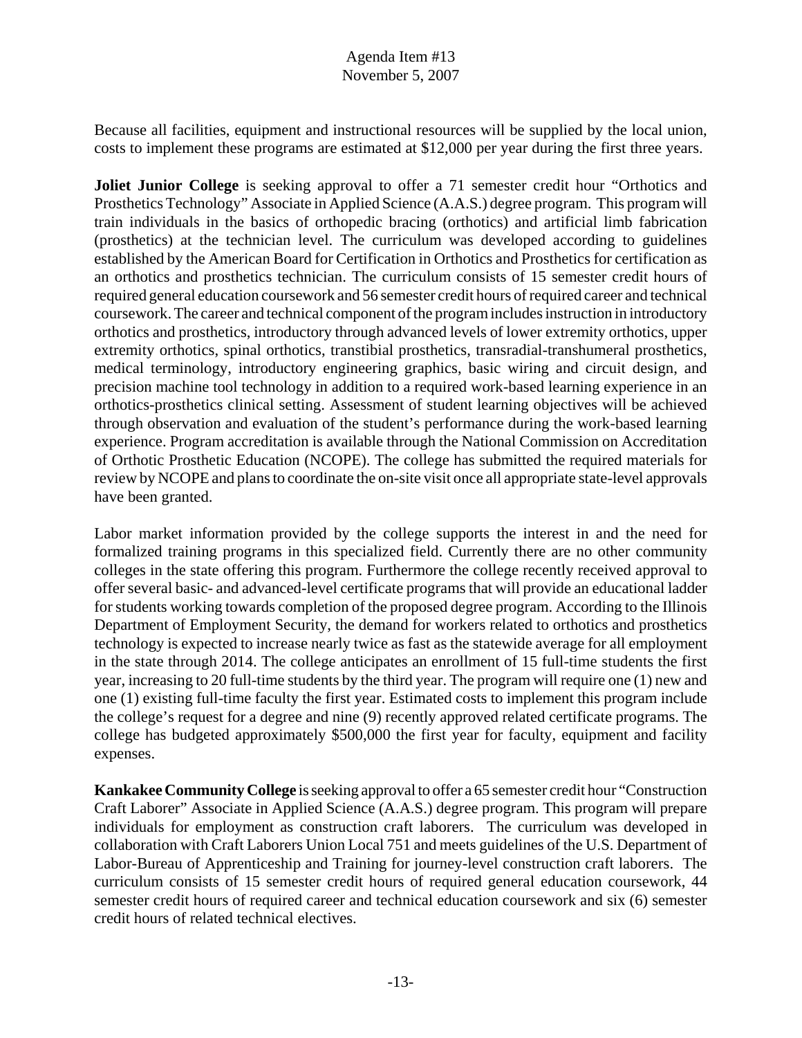Because all facilities, equipment and instructional resources will be supplied by the local union, costs to implement these programs are estimated at $12,000 per year during the first three years.

**Joliet Junior College** is seeking approval to offer a 71 semester credit hour "Orthotics and Prosthetics Technology" Associate in Applied Science (A.A.S.) degree program. This program will train individuals in the basics of orthopedic bracing (orthotics) and artificial limb fabrication (prosthetics) at the technician level. The curriculum was developed according to guidelines established by the American Board for Certification in Orthotics and Prosthetics for certification as an orthotics and prosthetics technician. The curriculum consists of 15 semester credit hours of required general education coursework and 56 semester credit hours of required career and technical coursework. The career and technical component of the program includes instruction in introductory orthotics and prosthetics, introductory through advanced levels of lower extremity orthotics, upper extremity orthotics, spinal orthotics, transtibial prosthetics, transradial-transhumeral prosthetics, medical terminology, introductory engineering graphics, basic wiring and circuit design, and precision machine tool technology in addition to a required work-based learning experience in an orthotics-prosthetics clinical setting. Assessment of student learning objectives will be achieved through observation and evaluation of the student's performance during the work-based learning experience. Program accreditation is available through the National Commission on Accreditation of Orthotic Prosthetic Education (NCOPE). The college has submitted the required materials for review by NCOPE and plans to coordinate the on-site visit once all appropriate state-level approvals have been granted.

Labor market information provided by the college supports the interest in and the need for formalized training programs in this specialized field. Currently there are no other community colleges in the state offering this program. Furthermore the college recently received approval to offer several basic- and advanced-level certificate programs that will provide an educational ladder for students working towards completion of the proposed degree program. According to the Illinois Department of Employment Security, the demand for workers related to orthotics and prosthetics technology is expected to increase nearly twice as fast as the statewide average for all employment in the state through 2014. The college anticipates an enrollment of 15 full-time students the first year, increasing to 20 full-time students by the third year. The program will require one (1) new and one (1) existing full-time faculty the first year. Estimated costs to implement this program include the college's request for a degree and nine (9) recently approved related certificate programs. The college has budgeted approximately $500,000 the first year for faculty, equipment and facility expenses.

**Kankakee Community College** is seeking approval to offer a 65 semester credit hour "Construction Craft Laborer" Associate in Applied Science (A.A.S.) degree program. This program will prepare individuals for employment as construction craft laborers. The curriculum was developed in collaboration with Craft Laborers Union Local 751 and meets guidelines of the U.S. Department of Labor-Bureau of Apprenticeship and Training for journey-level construction craft laborers. The curriculum consists of 15 semester credit hours of required general education coursework, 44 semester credit hours of required career and technical education coursework and six (6) semester credit hours of related technical electives.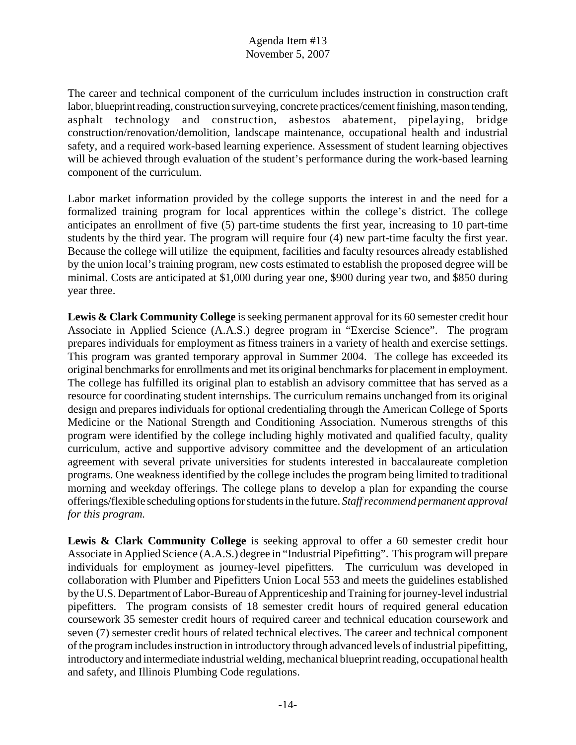The career and technical component of the curriculum includes instruction in construction craft labor, blueprint reading, construction surveying, concrete practices/cement finishing, mason tending, asphalt technology and construction, asbestos abatement, pipelaying, bridge construction/renovation/demolition, landscape maintenance, occupational health and industrial safety, and a required work-based learning experience. Assessment of student learning objectives will be achieved through evaluation of the student's performance during the work-based learning component of the curriculum.

Labor market information provided by the college supports the interest in and the need for a formalized training program for local apprentices within the college's district. The college anticipates an enrollment of five (5) part-time students the first year, increasing to 10 part-time students by the third year. The program will require four (4) new part-time faculty the first year. Because the college will utilize the equipment, facilities and faculty resources already established by the union local's training program, new costs estimated to establish the proposed degree will be minimal. Costs are anticipated at $1,000 during year one, $900 during year two, and $850 during year three.

**Lewis & Clark Community College** is seeking permanent approval for its 60 semester credit hour Associate in Applied Science (A.A.S.) degree program in "Exercise Science". The program prepares individuals for employment as fitness trainers in a variety of health and exercise settings. This program was granted temporary approval in Summer 2004. The college has exceeded its original benchmarks for enrollments and met its original benchmarks for placement in employment. The college has fulfilled its original plan to establish an advisory committee that has served as a resource for coordinating student internships. The curriculum remains unchanged from its original design and prepares individuals for optional credentialing through the American College of Sports Medicine or the National Strength and Conditioning Association. Numerous strengths of this program were identified by the college including highly motivated and qualified faculty, quality curriculum, active and supportive advisory committee and the development of an articulation agreement with several private universities for students interested in baccalaureate completion programs. One weakness identified by the college includes the program being limited to traditional morning and weekday offerings. The college plans to develop a plan for expanding the course offerings/flexible scheduling options for students in the future. *Staff recommend permanent approval for this program.*

**Lewis & Clark Community College** is seeking approval to offer a 60 semester credit hour Associate in Applied Science (A.A.S.) degree in "Industrial Pipefitting". This program will prepare individuals for employment as journey-level pipefitters. The curriculum was developed in collaboration with Plumber and Pipefitters Union Local 553 and meets the guidelines established by the U.S. Department of Labor-Bureau of Apprenticeship and Training for journey-level industrial pipefitters. The program consists of 18 semester credit hours of required general education coursework 35 semester credit hours of required career and technical education coursework and seven (7) semester credit hours of related technical electives. The career and technical component of the program includes instruction in introductory through advanced levels of industrial pipefitting, introductory and intermediate industrial welding, mechanical blueprint reading, occupational health and safety, and Illinois Plumbing Code regulations.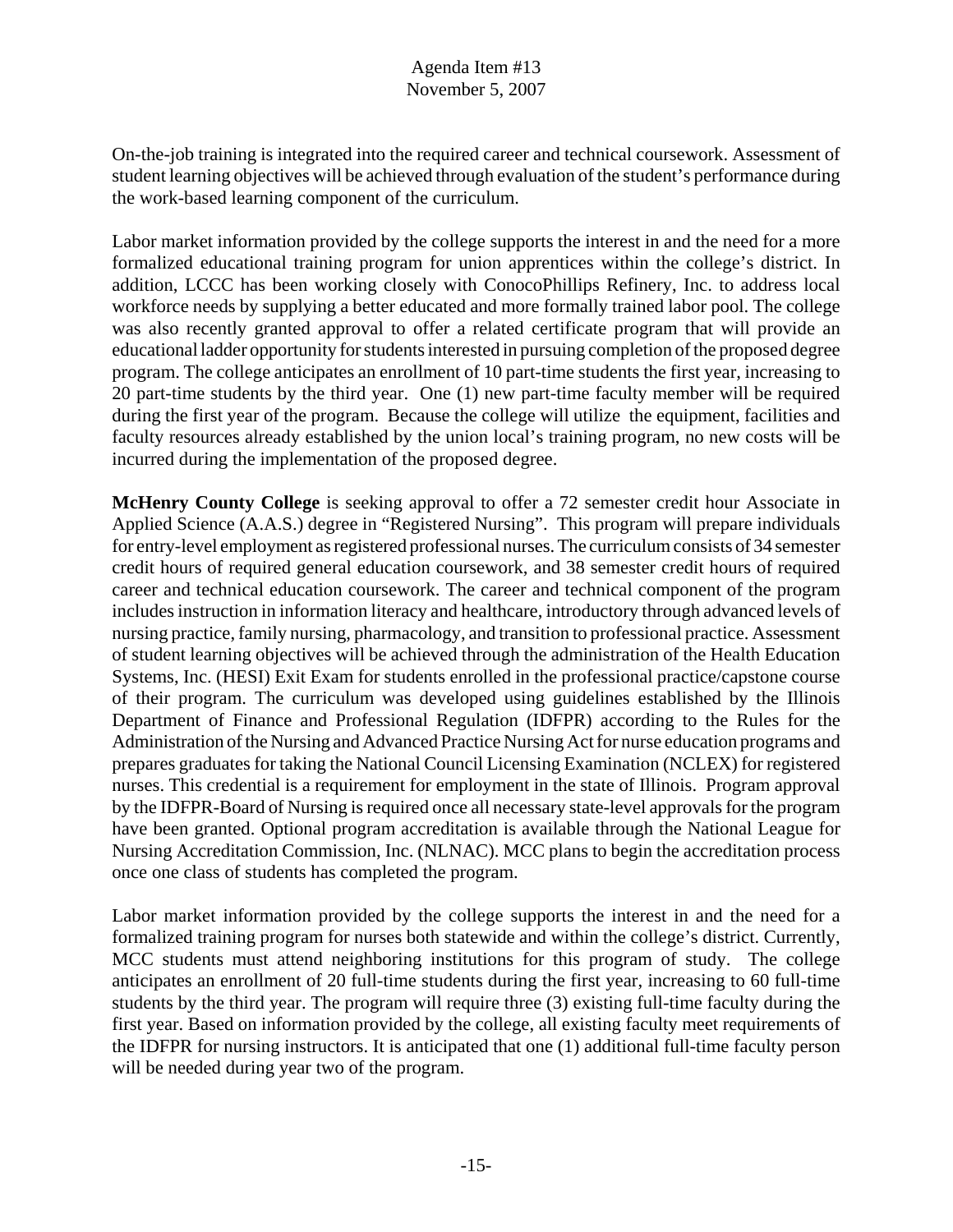On-the-job training is integrated into the required career and technical coursework. Assessment of student learning objectives will be achieved through evaluation of the student's performance during the work-based learning component of the curriculum.

Labor market information provided by the college supports the interest in and the need for a more formalized educational training program for union apprentices within the college's district. In addition, LCCC has been working closely with ConocoPhillips Refinery, Inc. to address local workforce needs by supplying a better educated and more formally trained labor pool. The college was also recently granted approval to offer a related certificate program that will provide an educational ladder opportunity for students interested in pursuing completion of the proposed degree program. The college anticipates an enrollment of 10 part-time students the first year, increasing to 20 part-time students by the third year. One (1) new part-time faculty member will be required during the first year of the program. Because the college will utilize the equipment, facilities and faculty resources already established by the union local's training program, no new costs will be incurred during the implementation of the proposed degree.

**McHenry County College** is seeking approval to offer a 72 semester credit hour Associate in Applied Science (A.A.S.) degree in "Registered Nursing". This program will prepare individuals for entry-level employment as registered professional nurses. The curriculum consists of 34 semester credit hours of required general education coursework, and 38 semester credit hours of required career and technical education coursework. The career and technical component of the program includes instruction in information literacy and healthcare, introductory through advanced levels of nursing practice, family nursing, pharmacology, and transition to professional practice. Assessment of student learning objectives will be achieved through the administration of the Health Education Systems, Inc. (HESI) Exit Exam for students enrolled in the professional practice/capstone course of their program. The curriculum was developed using guidelines established by the Illinois Department of Finance and Professional Regulation (IDFPR) according to the Rules for the Administration of the Nursing and Advanced Practice Nursing Act for nurse education programs and prepares graduates for taking the National Council Licensing Examination (NCLEX) for registered nurses. This credential is a requirement for employment in the state of Illinois. Program approval by the IDFPR-Board of Nursing is required once all necessary state-level approvals for the program have been granted. Optional program accreditation is available through the National League for Nursing Accreditation Commission, Inc. (NLNAC). MCC plans to begin the accreditation process once one class of students has completed the program.

Labor market information provided by the college supports the interest in and the need for a formalized training program for nurses both statewide and within the college's district. Currently, MCC students must attend neighboring institutions for this program of study. The college anticipates an enrollment of 20 full-time students during the first year, increasing to 60 full-time students by the third year. The program will require three (3) existing full-time faculty during the first year. Based on information provided by the college, all existing faculty meet requirements of the IDFPR for nursing instructors. It is anticipated that one (1) additional full-time faculty person will be needed during year two of the program.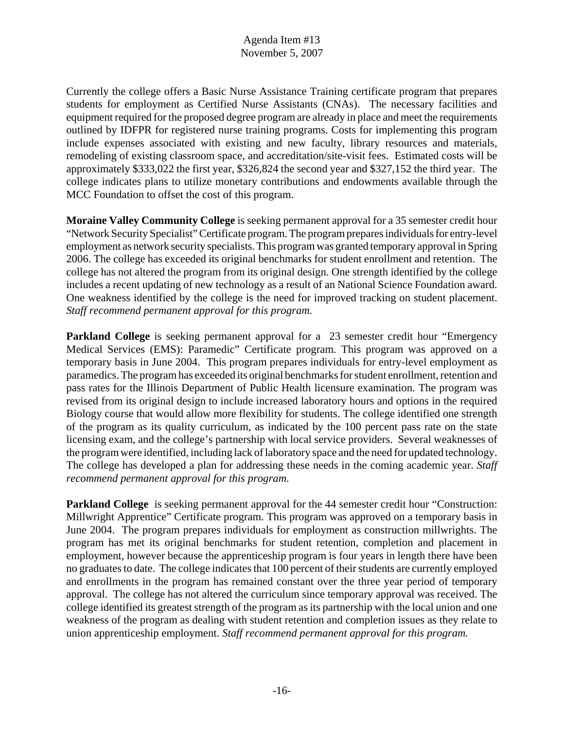Currently the college offers a Basic Nurse Assistance Training certificate program that prepares students for employment as Certified Nurse Assistants (CNAs). The necessary facilities and equipment required for the proposed degree program are already in place and meet the requirements outlined by IDFPR for registered nurse training programs. Costs for implementing this program include expenses associated with existing and new faculty, library resources and materials, remodeling of existing classroom space, and accreditation/site-visit fees. Estimated costs will be approximately $333,022 the first year, $326,824 the second year and $327,152 the third year. The college indicates plans to utilize monetary contributions and endowments available through the MCC Foundation to offset the cost of this program.

**Moraine Valley Community College** is seeking permanent approval for a 35 semester credit hour "Network Security Specialist" Certificate program. The program prepares individuals for entry-level employment as network security specialists. This program was granted temporary approval in Spring 2006. The college has exceeded its original benchmarks for student enrollment and retention. The college has not altered the program from its original design. One strength identified by the college includes a recent updating of new technology as a result of an National Science Foundation award. One weakness identified by the college is the need for improved tracking on student placement. *Staff recommend permanent approval for this program.*

**Parkland College** is seeking permanent approval for a 23 semester credit hour "Emergency Medical Services (EMS): Paramedic" Certificate program. This program was approved on a temporary basis in June 2004. This program prepares individuals for entry-level employment as paramedics. The program has exceeded its original benchmarks for student enrollment, retention and pass rates for the Illinois Department of Public Health licensure examination. The program was revised from its original design to include increased laboratory hours and options in the required Biology course that would allow more flexibility for students. The college identified one strength of the program as its quality curriculum, as indicated by the 100 percent pass rate on the state licensing exam, and the college's partnership with local service providers. Several weaknesses of the program were identified, including lack of laboratory space and the need for updated technology. The college has developed a plan for addressing these needs in the coming academic year. *Staff recommend permanent approval for this program.*

**Parkland College** is seeking permanent approval for the 44 semester credit hour "Construction: Millwright Apprentice" Certificate program. This program was approved on a temporary basis in June 2004. The program prepares individuals for employment as construction millwrights. The program has met its original benchmarks for student retention, completion and placement in employment, however because the apprenticeship program is four years in length there have been no graduates to date. The college indicates that 100 percent of their students are currently employed and enrollments in the program has remained constant over the three year period of temporary approval. The college has not altered the curriculum since temporary approval was received. The college identified its greatest strength of the program as its partnership with the local union and one weakness of the program as dealing with student retention and completion issues as they relate to union apprenticeship employment. *Staff recommend permanent approval for this program.*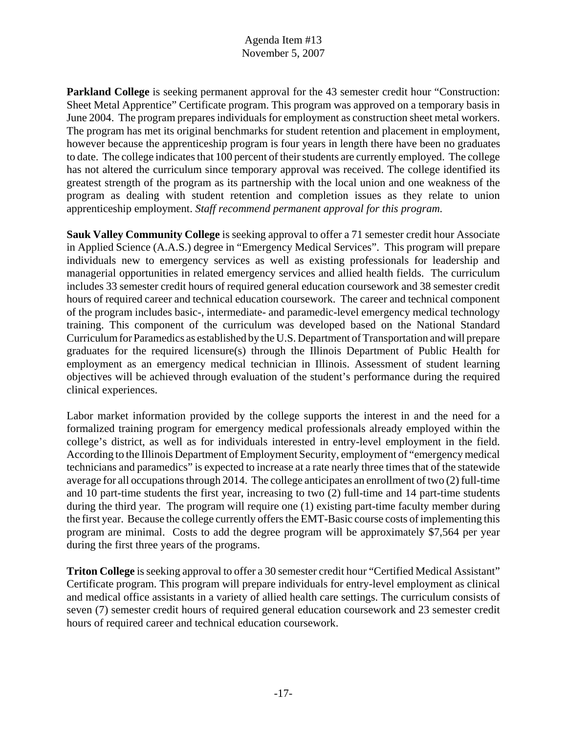**Parkland College** is seeking permanent approval for the 43 semester credit hour "Construction: Sheet Metal Apprentice" Certificate program. This program was approved on a temporary basis in June 2004. The program prepares individuals for employment as construction sheet metal workers. The program has met its original benchmarks for student retention and placement in employment, however because the apprenticeship program is four years in length there have been no graduates to date. The college indicates that 100 percent of their students are currently employed. The college has not altered the curriculum since temporary approval was received. The college identified its greatest strength of the program as its partnership with the local union and one weakness of the program as dealing with student retention and completion issues as they relate to union apprenticeship employment. *Staff recommend permanent approval for this program.*

**Sauk Valley Community College** is seeking approval to offer a 71 semester credit hour Associate in Applied Science (A.A.S.) degree in "Emergency Medical Services". This program will prepare individuals new to emergency services as well as existing professionals for leadership and managerial opportunities in related emergency services and allied health fields. The curriculum includes 33 semester credit hours of required general education coursework and 38 semester credit hours of required career and technical education coursework. The career and technical component of the program includes basic-, intermediate- and paramedic-level emergency medical technology training. This component of the curriculum was developed based on the National Standard Curriculum for Paramedics as established by the U.S. Department of Transportation and will prepare graduates for the required licensure(s) through the Illinois Department of Public Health for employment as an emergency medical technician in Illinois. Assessment of student learning objectives will be achieved through evaluation of the student's performance during the required clinical experiences.

Labor market information provided by the college supports the interest in and the need for a formalized training program for emergency medical professionals already employed within the college's district, as well as for individuals interested in entry-level employment in the field. According to the Illinois Department of Employment Security, employment of "emergency medical technicians and paramedics" is expected to increase at a rate nearly three times that of the statewide average for all occupations through 2014. The college anticipates an enrollment of two (2) full-time and 10 part-time students the first year, increasing to two (2) full-time and 14 part-time students during the third year. The program will require one (1) existing part-time faculty member during the first year. Because the college currently offers the EMT-Basic course costs of implementing this program are minimal. Costs to add the degree program will be approximately $7,564 per year during the first three years of the programs.

**Triton College** is seeking approval to offer a 30 semester credit hour "Certified Medical Assistant" Certificate program. This program will prepare individuals for entry-level employment as clinical and medical office assistants in a variety of allied health care settings. The curriculum consists of seven (7) semester credit hours of required general education coursework and 23 semester credit hours of required career and technical education coursework.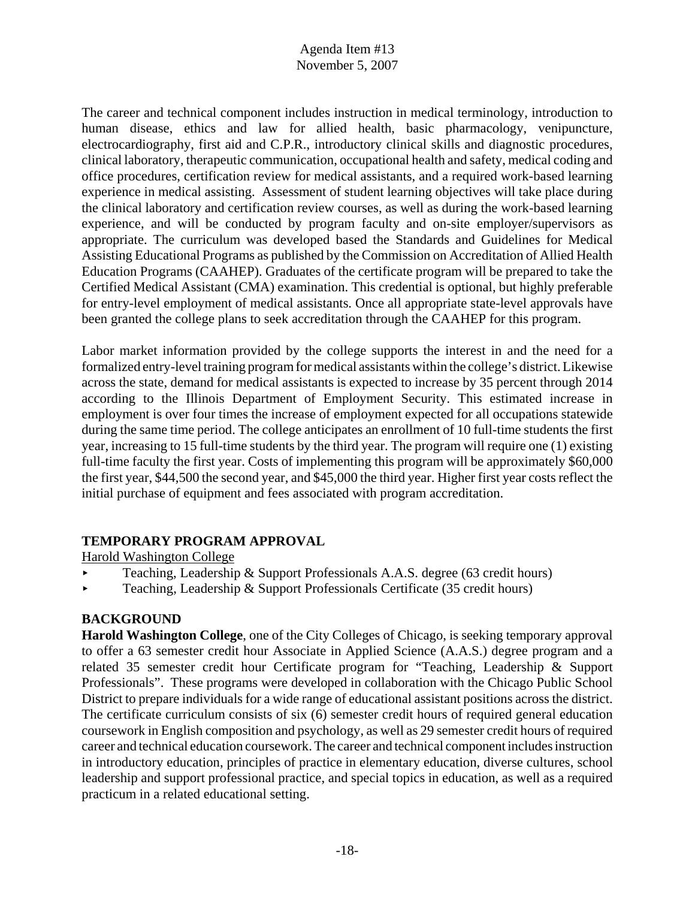The career and technical component includes instruction in medical terminology, introduction to human disease, ethics and law for allied health, basic pharmacology, venipuncture, electrocardiography, first aid and C.P.R., introductory clinical skills and diagnostic procedures, clinical laboratory, therapeutic communication, occupational health and safety, medical coding and office procedures, certification review for medical assistants, and a required work-based learning experience in medical assisting. Assessment of student learning objectives will take place during the clinical laboratory and certification review courses, as well as during the work-based learning experience, and will be conducted by program faculty and on-site employer/supervisors as appropriate. The curriculum was developed based the Standards and Guidelines for Medical Assisting Educational Programs as published by the Commission on Accreditation of Allied Health Education Programs (CAAHEP). Graduates of the certificate program will be prepared to take the Certified Medical Assistant (CMA) examination. This credential is optional, but highly preferable for entry-level employment of medical assistants. Once all appropriate state-level approvals have been granted the college plans to seek accreditation through the CAAHEP for this program.

Labor market information provided by the college supports the interest in and the need for a formalized entry-level training program for medical assistants within the college's district. Likewise across the state, demand for medical assistants is expected to increase by 35 percent through 2014 according to the Illinois Department of Employment Security. This estimated increase in employment is over four times the increase of employment expected for all occupations statewide during the same time period. The college anticipates an enrollment of 10 full-time students the first year, increasing to 15 full-time students by the third year. The program will require one (1) existing full-time faculty the first year. Costs of implementing this program will be approximately $60,000 the first year, $44,500 the second year, and $45,000 the third year. Higher first year costs reflect the initial purchase of equipment and fees associated with program accreditation.

## TEMPORARY PROGRAM APPROVAL

Harold Washington College

- Teaching, Leadership & Support Professionals A.A.S. degree (63 credit hours)
- Teaching, Leadership & Support Professionals Certificate (35 credit hours)

## BACKGROUND

**Harold Washington College**, one of the City Colleges of Chicago, is seeking temporary approval to offer a 63 semester credit hour Associate in Applied Science (A.A.S.) degree program and a related 35 semester credit hour Certificate program for "Teaching, Leadership & Support Professionals". These programs were developed in collaboration with the Chicago Public School District to prepare individuals for a wide range of educational assistant positions across the district. The certificate curriculum consists of six (6) semester credit hours of required general education coursework in English composition and psychology, as well as 29 semester credit hours of required career and technical education coursework. The career and technical component includes instruction in introductory education, principles of practice in elementary education, diverse cultures, school leadership and support professional practice, and special topics in education, as well as a required practicum in a related educational setting.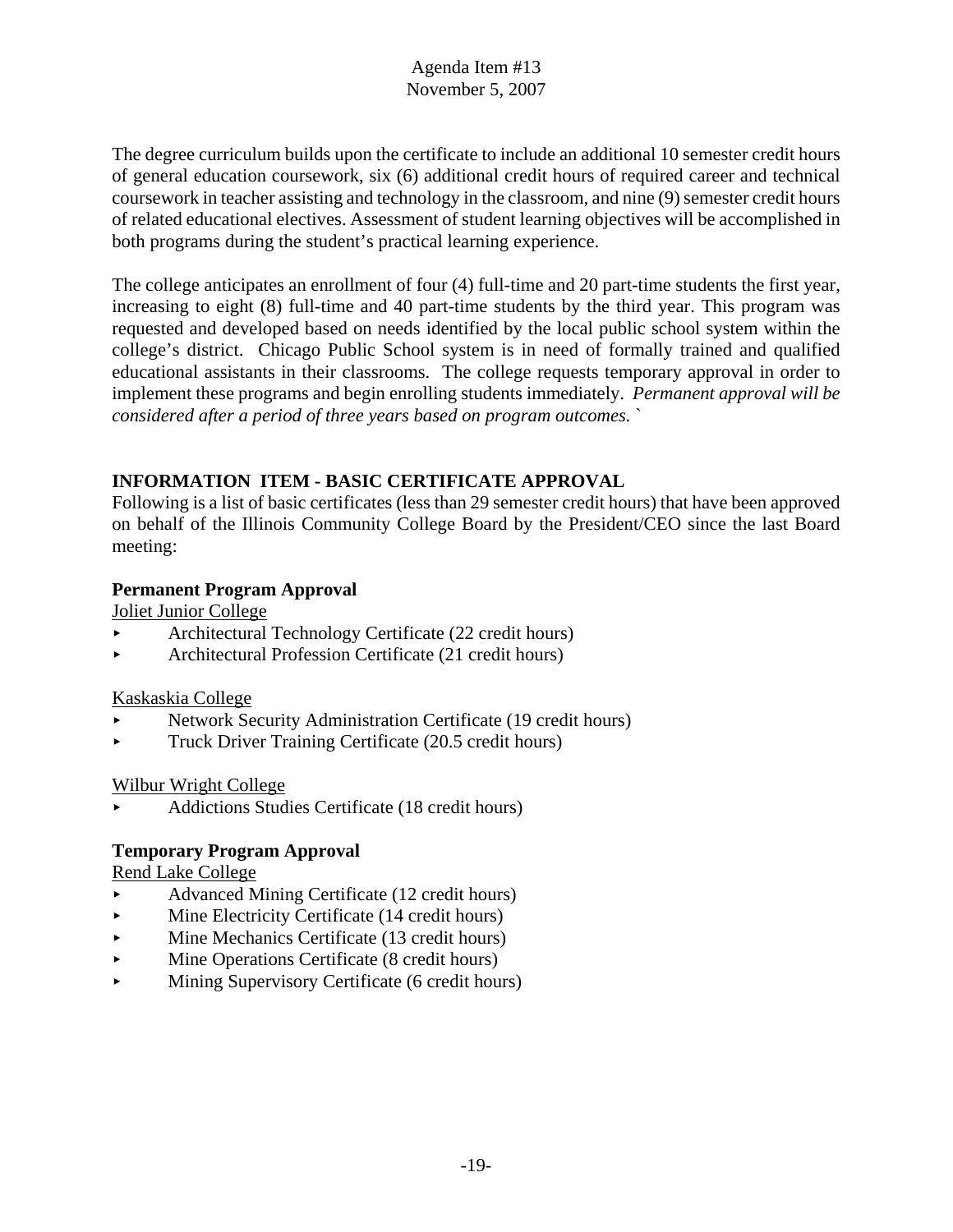The degree curriculum builds upon the certificate to include an additional 10 semester credit hours of general education coursework, six (6) additional credit hours of required career and technical coursework in teacher assisting and technology in the classroom, and nine (9) semester credit hours of related educational electives. Assessment of student learning objectives will be accomplished in both programs during the student's practical learning experience.

The college anticipates an enrollment of four (4) full-time and 20 part-time students the first year, increasing to eight (8) full-time and 40 part-time students by the third year. This program was requested and developed based on needs identified by the local public school system within the college's district. Chicago Public School system is in need of formally trained and qualified educational assistants in their classrooms. The college requests temporary approval in order to implement these programs and begin enrolling students immediately. *Permanent approval will be considered after a period of three years based on program outcomes.* `

## INFORMATION ITEM - BASIC CERTIFICATE APPROVAL

Following is a list of basic certificates (less than 29 semester credit hours) that have been approved on behalf of the Illinois Community College Board by the President/CEO since the last Board meeting:

### Permanent Program Approval

Joliet Junior College

- Architectural Technology Certificate (22 credit hours)
- Architectural Profession Certificate (21 credit hours)

Kaskaskia College

- Network Security Administration Certificate (19 credit hours)
- Truck Driver Training Certificate (20.5 credit hours)

Wilbur Wright College

- Addictions Studies Certificate (18 credit hours)

### Temporary Program Approval

Rend Lake College

- Advanced Mining Certificate (12 credit hours)
- Mine Electricity Certificate (14 credit hours)
- Mine Mechanics Certificate (13 credit hours)
- Mine Operations Certificate (8 credit hours)
- Mining Supervisory Certificate (6 credit hours)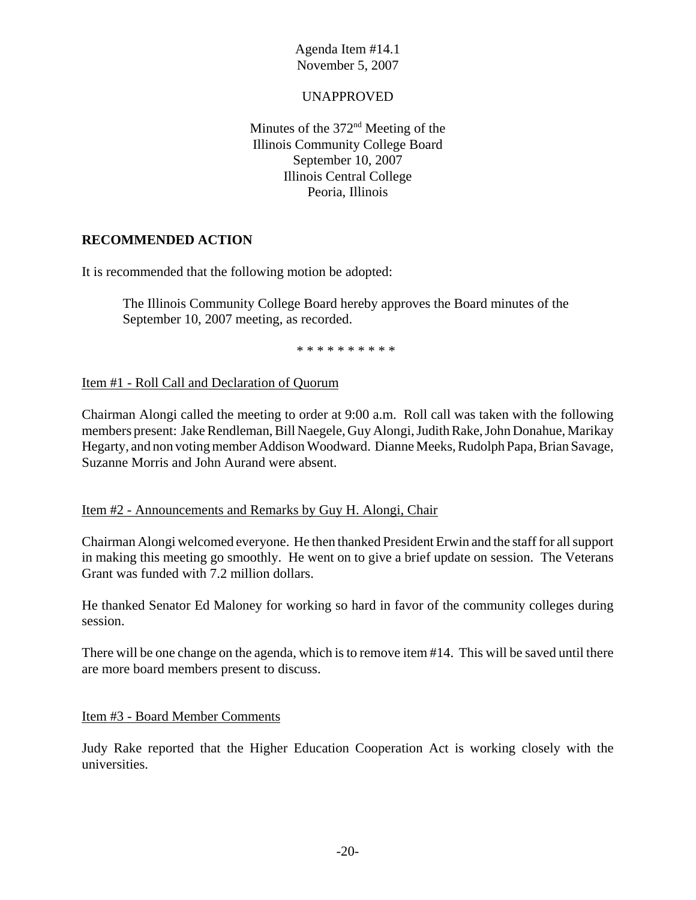Agenda Item #14.1
November 5, 2007

UNAPPROVED

Minutes of the 372nd Meeting of the
Illinois Community College Board
September 10, 2007
Illinois Central College
Peoria, Illinois

## RECOMMENDED ACTION

It is recommended that the following motion be adopted:

> The Illinois Community College Board hereby approves the Board minutes of the September 10, 2007 meeting, as recorded.

* * * * * * * * * *

Item #1 - Roll Call and Declaration of Quorum

Chairman Alongi called the meeting to order at 9:00 a.m. Roll call was taken with the following members present: Jake Rendleman, Bill Naegele, Guy Alongi, Judith Rake, John Donahue, Marikay Hegarty, and non voting member Addison Woodward. Dianne Meeks, Rudolph Papa, Brian Savage, Suzanne Morris and John Aurand were absent.

Item #2 - Announcements and Remarks by Guy H. Alongi, Chair

Chairman Alongi welcomed everyone. He then thanked President Erwin and the staff for all support in making this meeting go smoothly. He went on to give a brief update on session. The Veterans Grant was funded with 7.2 million dollars.

He thanked Senator Ed Maloney for working so hard in favor of the community colleges during session.

There will be one change on the agenda, which is to remove item #14. This will be saved until there are more board members present to discuss.

Item #3 - Board Member Comments

Judy Rake reported that the Higher Education Cooperation Act is working closely with the universities.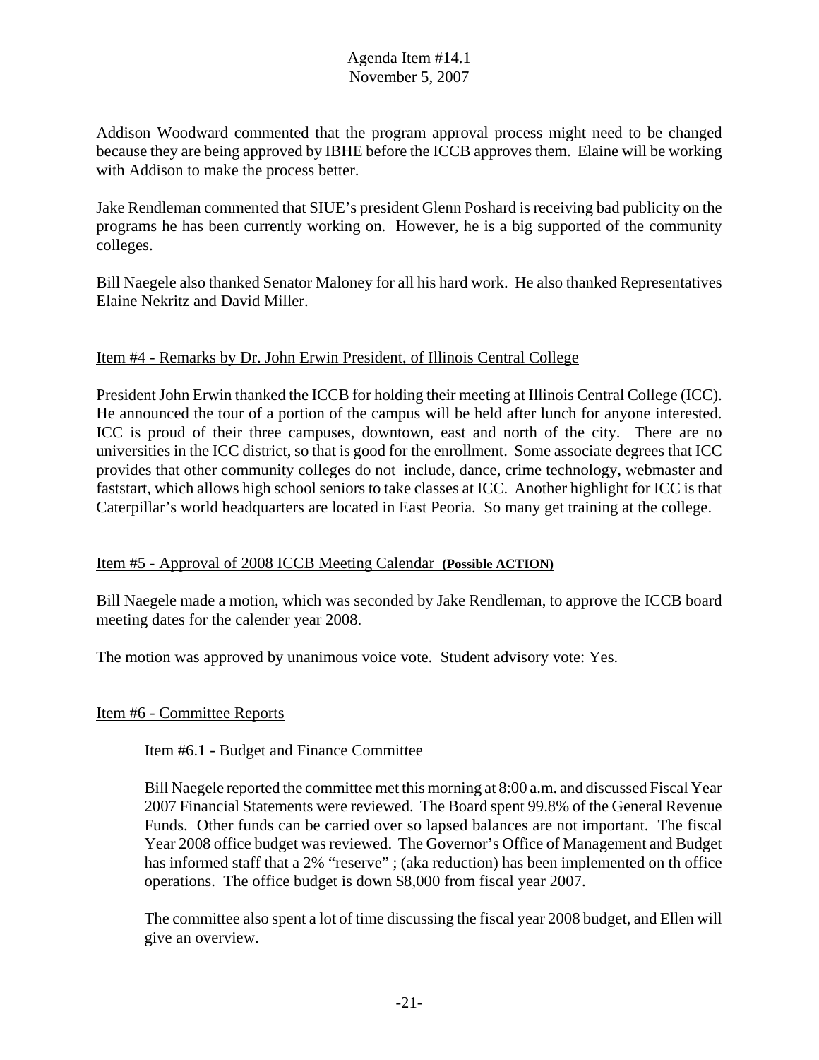Addison Woodward commented that the program approval process might need to be changed because they are being approved by IBHE before the ICCB approves them. Elaine will be working with Addison to make the process better.

Jake Rendleman commented that SIUE's president Glenn Poshard is receiving bad publicity on the programs he has been currently working on. However, he is a big supported of the community colleges.

Bill Naegele also thanked Senator Maloney for all his hard work. He also thanked Representatives Elaine Nekritz and David Miller.

Item #4 - Remarks by Dr. John Erwin President, of Illinois Central College

President John Erwin thanked the ICCB for holding their meeting at Illinois Central College (ICC). He announced the tour of a portion of the campus will be held after lunch for anyone interested. ICC is proud of their three campuses, downtown, east and north of the city. There are no universities in the ICC district, so that is good for the enrollment. Some associate degrees that ICC provides that other community colleges do not include, dance, crime technology, webmaster and faststart, which allows high school seniors to take classes at ICC. Another highlight for ICC is that Caterpillar's world headquarters are located in East Peoria. So many get training at the college.

Item #5 - Approval of 2008 ICCB Meeting Calendar **(Possible ACTION)**

Bill Naegele made a motion, which was seconded by Jake Rendleman, to approve the ICCB board meeting dates for the calender year 2008.

The motion was approved by unanimous voice vote. Student advisory vote: Yes.

Item #6 - Committee Reports

Item #6.1 - Budget and Finance Committee

Bill Naegele reported the committee met this morning at 8:00 a.m. and discussed Fiscal Year 2007 Financial Statements were reviewed. The Board spent 99.8% of the General Revenue Funds. Other funds can be carried over so lapsed balances are not important. The fiscal Year 2008 office budget was reviewed. The Governor's Office of Management and Budget has informed staff that a 2% "reserve" ; (aka reduction) has been implemented on th office operations. The office budget is down $8,000 from fiscal year 2007.

The committee also spent a lot of time discussing the fiscal year 2008 budget, and Ellen will give an overview.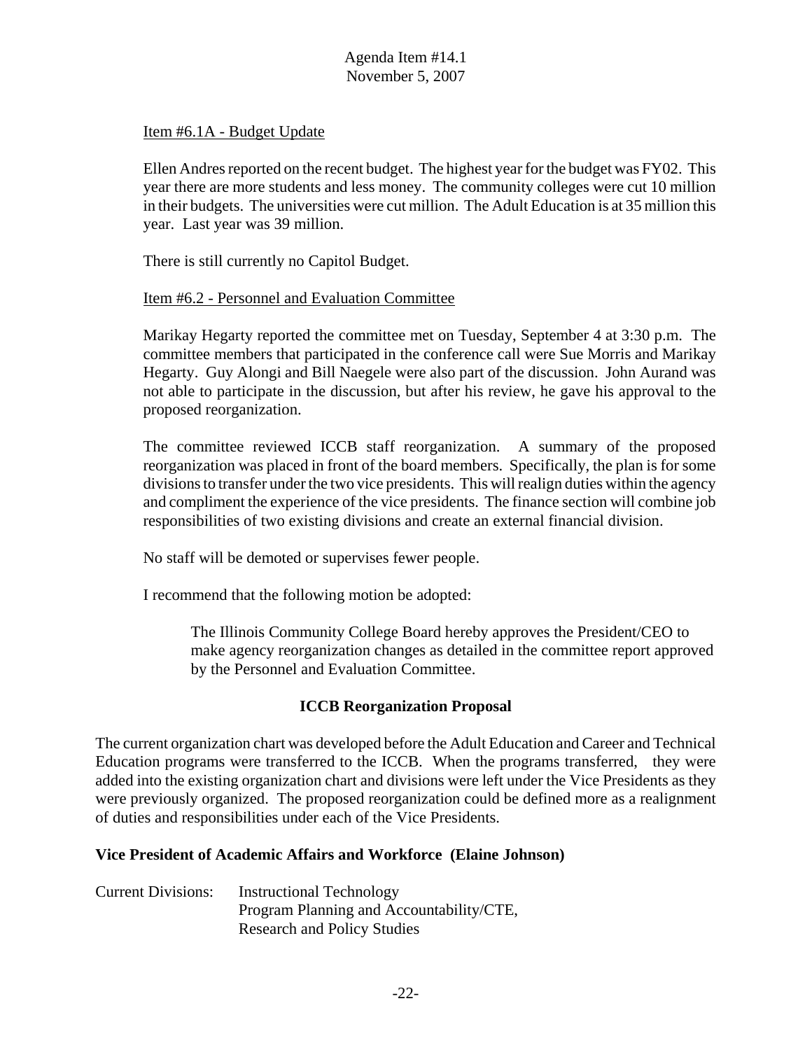Agenda Item #14.1
November 5, 2007

Item #6.1A - Budget Update

Ellen Andres reported on the recent budget. The highest year for the budget was FY02. This year there are more students and less money. The community colleges were cut 10 million in their budgets. The universities were cut million. The Adult Education is at 35 million this year. Last year was 39 million.

There is still currently no Capitol Budget.

Item #6.2 - Personnel and Evaluation Committee

Marikay Hegarty reported the committee met on Tuesday, September 4 at 3:30 p.m. The committee members that participated in the conference call were Sue Morris and Marikay Hegarty. Guy Alongi and Bill Naegele were also part of the discussion. John Aurand was not able to participate in the discussion, but after his review, he gave his approval to the proposed reorganization.

The committee reviewed ICCB staff reorganization. A summary of the proposed reorganization was placed in front of the board members. Specifically, the plan is for some divisions to transfer under the two vice presidents. This will realign duties within the agency and compliment the experience of the vice presidents. The finance section will combine job responsibilities of two existing divisions and create an external financial division.

No staff will be demoted or supervises fewer people.

I recommend that the following motion be adopted:

> The Illinois Community College Board hereby approves the President/CEO to make agency reorganization changes as detailed in the committee report approved by the Personnel and Evaluation Committee.

**ICCB Reorganization Proposal**

The current organization chart was developed before the Adult Education and Career and Technical Education programs were transferred to the ICCB. When the programs transferred, they were added into the existing organization chart and divisions were left under the Vice Presidents as they were previously organized. The proposed reorganization could be defined more as a realignment of duties and responsibilities under each of the Vice Presidents.

**Vice President of Academic Affairs and Workforce (Elaine Johnson)**

Current Divisions: Instructional Technology
Program Planning and Accountability/CTE,
Research and Policy Studies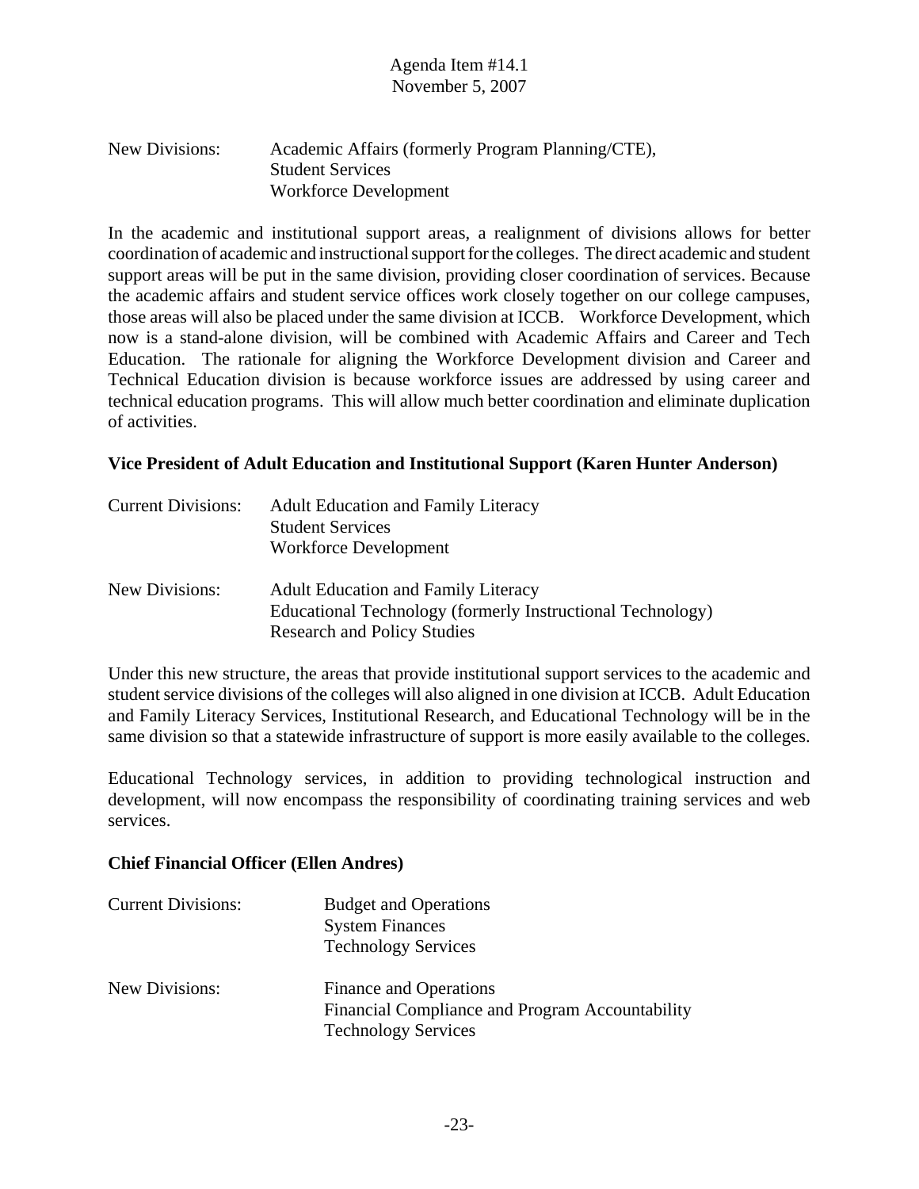New Divisions: Academic Affairs (formerly Program Planning/CTE), Student Services, Workforce Development

In the academic and institutional support areas, a realignment of divisions allows for better coordination of academic and instructional support for the colleges. The direct academic and student support areas will be put in the same division, providing closer coordination of services. Because the academic affairs and student service offices work closely together on our college campuses, those areas will also be placed under the same division at ICCB. Workforce Development, which now is a stand-alone division, will be combined with Academic Affairs and Career and Tech Education. The rationale for aligning the Workforce Development division and Career and Technical Education division is because workforce issues are addressed by using career and technical education programs. This will allow much better coordination and eliminate duplication of activities.

**Vice President of Adult Education and Institutional Support (Karen Hunter Anderson)**

Current Divisions: Adult Education and Family Literacy, Student Services, Workforce Development

New Divisions: Adult Education and Family Literacy, Educational Technology (formerly Instructional Technology), Research and Policy Studies

Under this new structure, the areas that provide institutional support services to the academic and student service divisions of the colleges will also aligned in one division at ICCB. Adult Education and Family Literacy Services, Institutional Research, and Educational Technology will be in the same division so that a statewide infrastructure of support is more easily available to the colleges.

Educational Technology services, in addition to providing technological instruction and development, will now encompass the responsibility of coordinating training services and web services.

**Chief Financial Officer (Ellen Andres)**

Current Divisions: Budget and Operations, System Finances, Technology Services

New Divisions: Finance and Operations, Financial Compliance and Program Accountability, Technology Services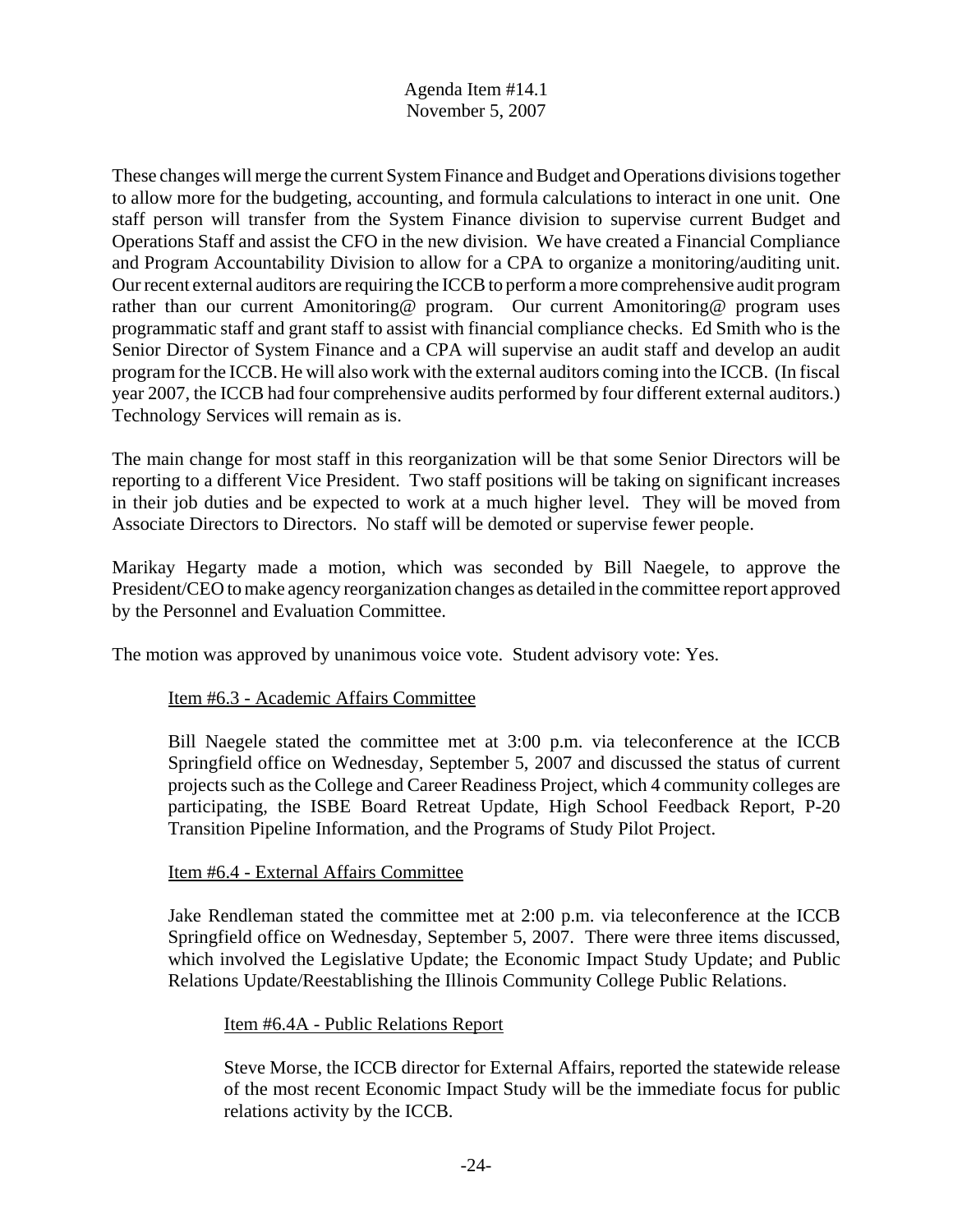Agenda Item #14.1
November 5, 2007

These changes will merge the current System Finance and Budget and Operations divisions together to allow more for the budgeting, accounting, and formula calculations to interact in one unit. One staff person will transfer from the System Finance division to supervise current Budget and Operations Staff and assist the CFO in the new division. We have created a Financial Compliance and Program Accountability Division to allow for a CPA to organize a monitoring/auditing unit. Our recent external auditors are requiring the ICCB to perform a more comprehensive audit program rather than our current Amonitoring@ program. Our current Amonitoring@ program uses programmatic staff and grant staff to assist with financial compliance checks. Ed Smith who is the Senior Director of System Finance and a CPA will supervise an audit staff and develop an audit program for the ICCB. He will also work with the external auditors coming into the ICCB. (In fiscal year 2007, the ICCB had four comprehensive audits performed by four different external auditors.) Technology Services will remain as is.

The main change for most staff in this reorganization will be that some Senior Directors will be reporting to a different Vice President. Two staff positions will be taking on significant increases in their job duties and be expected to work at a much higher level. They will be moved from Associate Directors to Directors. No staff will be demoted or supervise fewer people.

Marikay Hegarty made a motion, which was seconded by Bill Naegele, to approve the President/CEO to make agency reorganization changes as detailed in the committee report approved by the Personnel and Evaluation Committee.

The motion was approved by unanimous voice vote. Student advisory vote: Yes.

Item #6.3 - Academic Affairs Committee

Bill Naegele stated the committee met at 3:00 p.m. via teleconference at the ICCB Springfield office on Wednesday, September 5, 2007 and discussed the status of current projects such as the College and Career Readiness Project, which 4 community colleges are participating, the ISBE Board Retreat Update, High School Feedback Report, P-20 Transition Pipeline Information, and the Programs of Study Pilot Project.

Item #6.4 - External Affairs Committee

Jake Rendleman stated the committee met at 2:00 p.m. via teleconference at the ICCB Springfield office on Wednesday, September 5, 2007. There were three items discussed, which involved the Legislative Update; the Economic Impact Study Update; and Public Relations Update/Reestablishing the Illinois Community College Public Relations.

Item #6.4A - Public Relations Report

Steve Morse, the ICCB director for External Affairs, reported the statewide release of the most recent Economic Impact Study will be the immediate focus for public relations activity by the ICCB.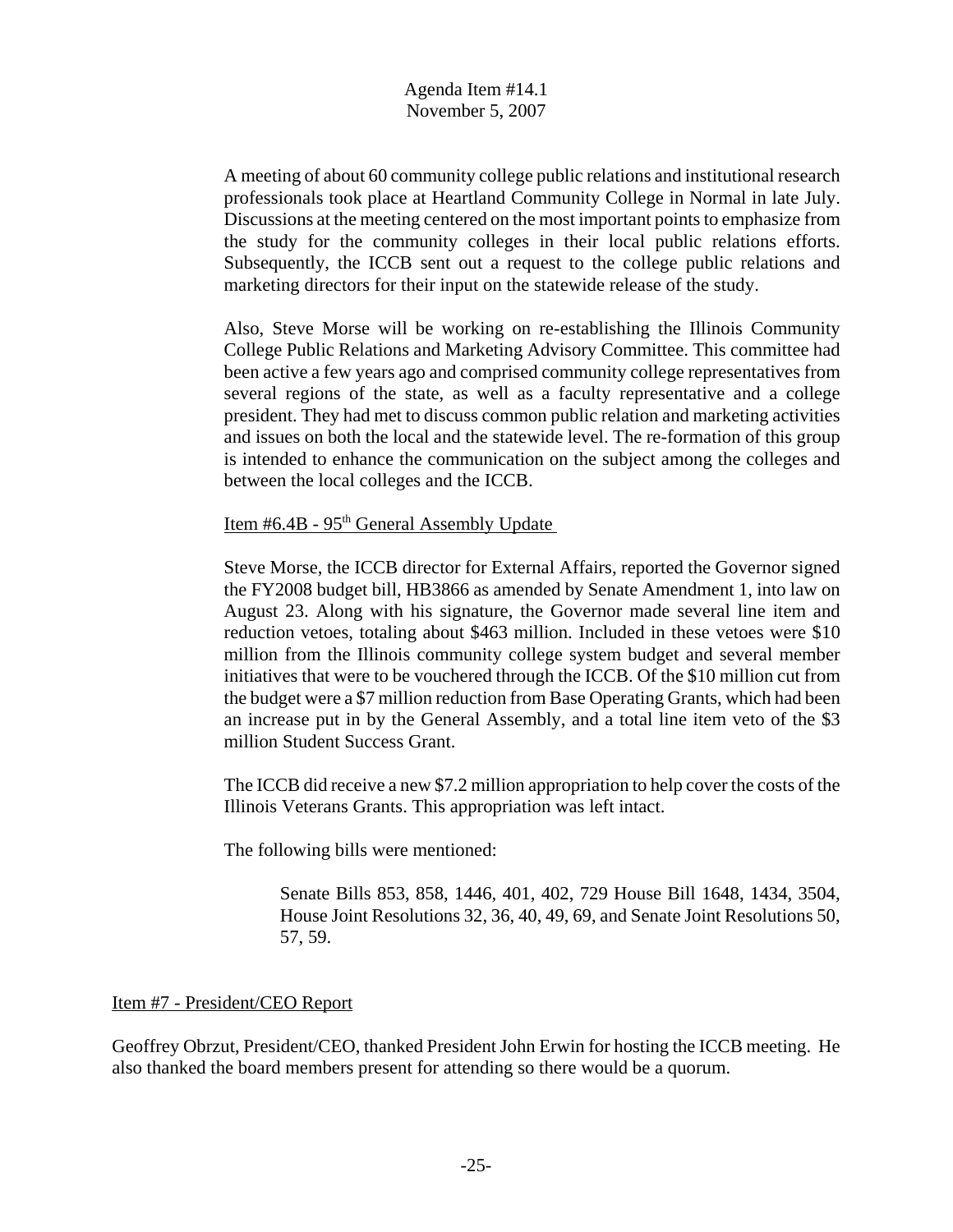A meeting of about 60 community college public relations and institutional research professionals took place at Heartland Community College in Normal in late July. Discussions at the meeting centered on the most important points to emphasize from the study for the community colleges in their local public relations efforts. Subsequently, the ICCB sent out a request to the college public relations and marketing directors for their input on the statewide release of the study.

Also, Steve Morse will be working on re-establishing the Illinois Community College Public Relations and Marketing Advisory Committee. This committee had been active a few years ago and comprised community college representatives from several regions of the state, as well as a faculty representative and a college president. They had met to discuss common public relation and marketing activities and issues on both the local and the statewide level. The re-formation of this group is intended to enhance the communication on the subject among the colleges and between the local colleges and the ICCB.

Item #6.4B - 95th General Assembly Update

Steve Morse, the ICCB director for External Affairs, reported the Governor signed the FY2008 budget bill, HB3866 as amended by Senate Amendment 1, into law on August 23. Along with his signature, the Governor made several line item and reduction vetoes, totaling about $463 million. Included in these vetoes were $10 million from the Illinois community college system budget and several member initiatives that were to be vouchered through the ICCB. Of the $10 million cut from the budget were a $7 million reduction from Base Operating Grants, which had been an increase put in by the General Assembly, and a total line item veto of the $3 million Student Success Grant.

The ICCB did receive a new $7.2 million appropriation to help cover the costs of the Illinois Veterans Grants. This appropriation was left intact.

The following bills were mentioned:

> Senate Bills 853, 858, 1446, 401, 402, 729 House Bill 1648, 1434, 3504, House Joint Resolutions 32, 36, 40, 49, 69, and Senate Joint Resolutions 50, 57, 59.

Item #7 - President/CEO Report

Geoffrey Obrzut, President/CEO, thanked President John Erwin for hosting the ICCB meeting. He also thanked the board members present for attending so there would be a quorum.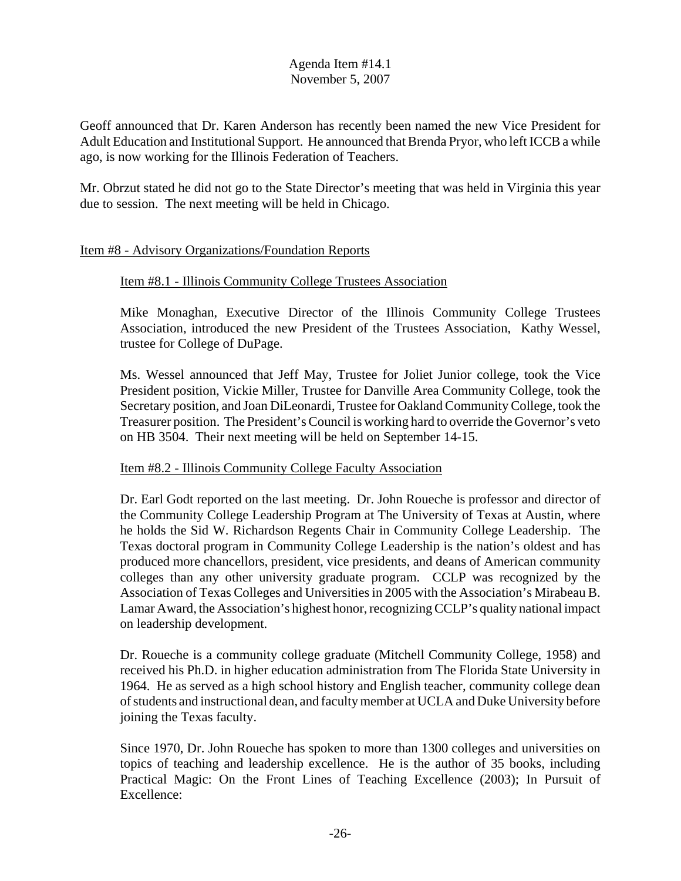Geoff announced that Dr. Karen Anderson has recently been named the new Vice President for Adult Education and Institutional Support. He announced that Brenda Pryor, who left ICCB a while ago, is now working for the Illinois Federation of Teachers.

Mr. Obrzut stated he did not go to the State Director's meeting that was held in Virginia this year due to session. The next meeting will be held in Chicago.

## Item #8 - Advisory Organizations/Foundation Reports

### Item #8.1 - Illinois Community College Trustees Association

Mike Monaghan, Executive Director of the Illinois Community College Trustees Association, introduced the new President of the Trustees Association, Kathy Wessel, trustee for College of DuPage.

Ms. Wessel announced that Jeff May, Trustee for Joliet Junior college, took the Vice President position, Vickie Miller, Trustee for Danville Area Community College, took the Secretary position, and Joan DiLeonardi, Trustee for Oakland Community College, took the Treasurer position. The President's Council is working hard to override the Governor's veto on HB 3504. Their next meeting will be held on September 14-15.

### Item #8.2 - Illinois Community College Faculty Association

Dr. Earl Godt reported on the last meeting. Dr. John Roueche is professor and director of the Community College Leadership Program at The University of Texas at Austin, where he holds the Sid W. Richardson Regents Chair in Community College Leadership. The Texas doctoral program in Community College Leadership is the nation's oldest and has produced more chancellors, president, vice presidents, and deans of American community colleges than any other university graduate program. CCLP was recognized by the Association of Texas Colleges and Universities in 2005 with the Association's Mirabeau B. Lamar Award, the Association's highest honor, recognizing CCLP's quality national impact on leadership development.

Dr. Roueche is a community college graduate (Mitchell Community College, 1958) and received his Ph.D. in higher education administration from The Florida State University in 1964. He as served as a high school history and English teacher, community college dean of students and instructional dean, and faculty member at UCLA and Duke University before joining the Texas faculty.

Since 1970, Dr. John Roueche has spoken to more than 1300 colleges and universities on topics of teaching and leadership excellence. He is the author of 35 books, including Practical Magic: On the Front Lines of Teaching Excellence (2003); In Pursuit of Excellence: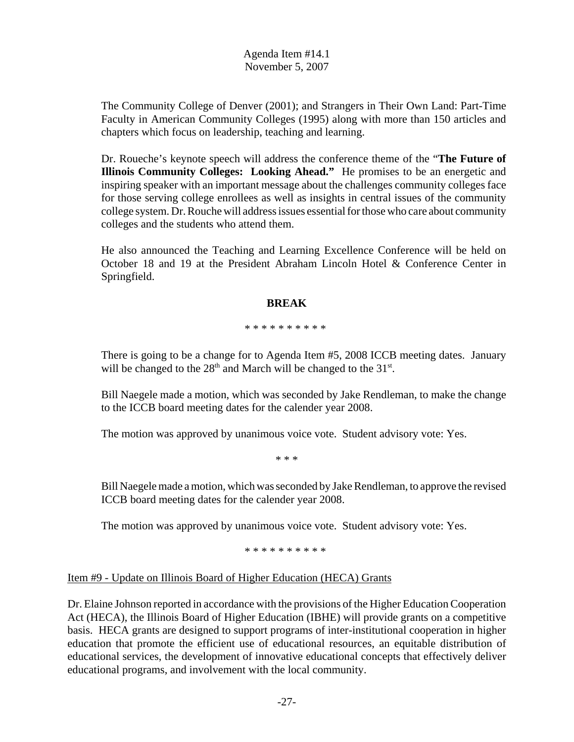The Community College of Denver (2001); and Strangers in Their Own Land: Part-Time Faculty in American Community Colleges (1995) along with more than 150 articles and chapters which focus on leadership, teaching and learning.

Dr. Roueche's keynote speech will address the conference theme of the "**The Future of Illinois Community Colleges: Looking Ahead."** He promises to be an energetic and inspiring speaker with an important message about the challenges community colleges face for those serving college enrollees as well as insights in central issues of the community college system. Dr. Rouche will address issues essential for those who care about community colleges and the students who attend them.

He also announced the Teaching and Learning Excellence Conference will be held on October 18 and 19 at the President Abraham Lincoln Hotel & Conference Center in Springfield.

**BREAK**

\* \* \* \* \* \* \* \* \* \*

There is going to be a change for to Agenda Item #5, 2008 ICCB meeting dates. January will be changed to the 28th and March will be changed to the 31st.

Bill Naegele made a motion, which was seconded by Jake Rendleman, to make the change to the ICCB board meeting dates for the calender year 2008.

The motion was approved by unanimous voice vote. Student advisory vote: Yes.

\* \* \*

Bill Naegele made a motion, which was seconded by Jake Rendleman, to approve the revised ICCB board meeting dates for the calender year 2008.

The motion was approved by unanimous voice vote. Student advisory vote: Yes.

\* \* \* \* \* \* \* \* \* \*

Item #9 - Update on Illinois Board of Higher Education (HECA) Grants

Dr. Elaine Johnson reported in accordance with the provisions of the Higher Education Cooperation Act (HECA), the Illinois Board of Higher Education (IBHE) will provide grants on a competitive basis. HECA grants are designed to support programs of inter-institutional cooperation in higher education that promote the efficient use of educational resources, an equitable distribution of educational services, the development of innovative educational concepts that effectively deliver educational programs, and involvement with the local community.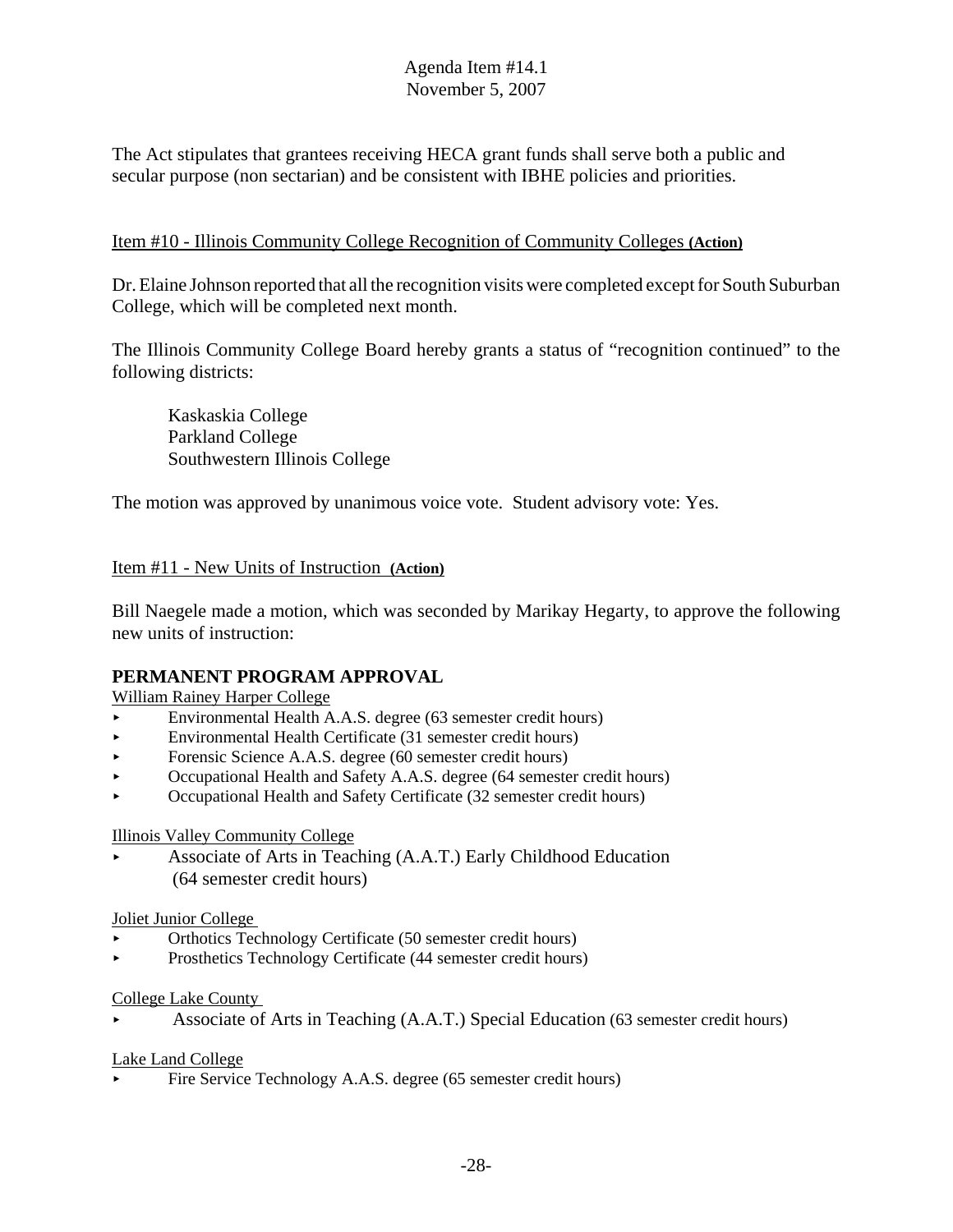Agenda Item #14.1
November 5, 2007

The Act stipulates that grantees receiving HECA grant funds shall serve both a public and secular purpose (non sectarian) and be consistent with IBHE policies and priorities.

Item #10 - Illinois Community College Recognition of Community Colleges **(Action)**

Dr. Elaine Johnson reported that all the recognition visits were completed except for South Suburban College, which will be completed next month.

The Illinois Community College Board hereby grants a status of "recognition continued" to the following districts:

Kaskaskia College
Parkland College
Southwestern Illinois College

The motion was approved by unanimous voice vote. Student advisory vote: Yes.

Item #11 - New Units of Instruction **(Action)**

Bill Naegele made a motion, which was seconded by Marikay Hegarty, to approve the following new units of instruction:

**PERMANENT PROGRAM APPROVAL**

William Rainey Harper College

- Environmental Health A.A.S. degree (63 semester credit hours)
- Environmental Health Certificate (31 semester credit hours)
- Forensic Science A.A.S. degree (60 semester credit hours)
- Occupational Health and Safety A.A.S. degree (64 semester credit hours)
- Occupational Health and Safety Certificate (32 semester credit hours)

Illinois Valley Community College

- Associate of Arts in Teaching (A.A.T.) Early Childhood Education (64 semester credit hours)

Joliet Junior College

- Orthotics Technology Certificate (50 semester credit hours)
- Prosthetics Technology Certificate (44 semester credit hours)

College Lake County

- Associate of Arts in Teaching (A.A.T.) Special Education (63 semester credit hours)

Lake Land College

- Fire Service Technology A.A.S. degree (65 semester credit hours)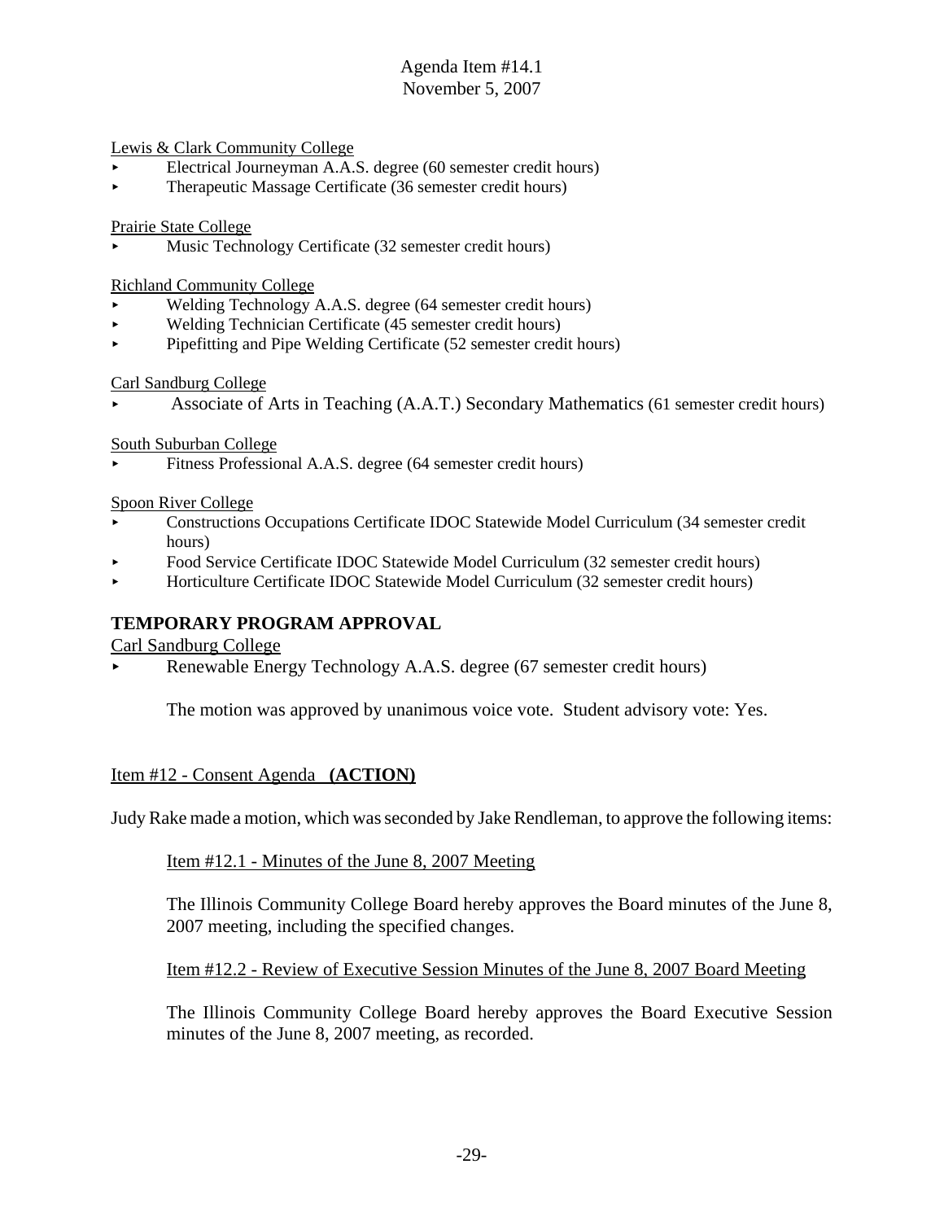Lewis & Clark Community College

- Electrical Journeyman A.A.S. degree (60 semester credit hours)
- Therapeutic Massage Certificate (36 semester credit hours)

Prairie State College

- Music Technology Certificate (32 semester credit hours)

Richland Community College

- Welding Technology A.A.S. degree (64 semester credit hours)
- Welding Technician Certificate (45 semester credit hours)
- Pipefitting and Pipe Welding Certificate (52 semester credit hours)

Carl Sandburg College

- Associate of Arts in Teaching (A.A.T.) Secondary Mathematics (61 semester credit hours)

South Suburban College

- Fitness Professional A.A.S. degree (64 semester credit hours)

Spoon River College

- Constructions Occupations Certificate IDOC Statewide Model Curriculum (34 semester credit hours)
- Food Service Certificate IDOC Statewide Model Curriculum (32 semester credit hours)
- Horticulture Certificate IDOC Statewide Model Curriculum (32 semester credit hours)

**TEMPORARY PROGRAM APPROVAL**

Carl Sandburg College

- Renewable Energy Technology A.A.S. degree (67 semester credit hours)

The motion was approved by unanimous voice vote. Student advisory vote: Yes.

Item #12 - Consent Agenda **(ACTION)**

Judy Rake made a motion, which was seconded by Jake Rendleman, to approve the following items:

Item #12.1 - Minutes of the June 8, 2007 Meeting

The Illinois Community College Board hereby approves the Board minutes of the June 8, 2007 meeting, including the specified changes.

Item #12.2 - Review of Executive Session Minutes of the June 8, 2007 Board Meeting

The Illinois Community College Board hereby approves the Board Executive Session minutes of the June 8, 2007 meeting, as recorded.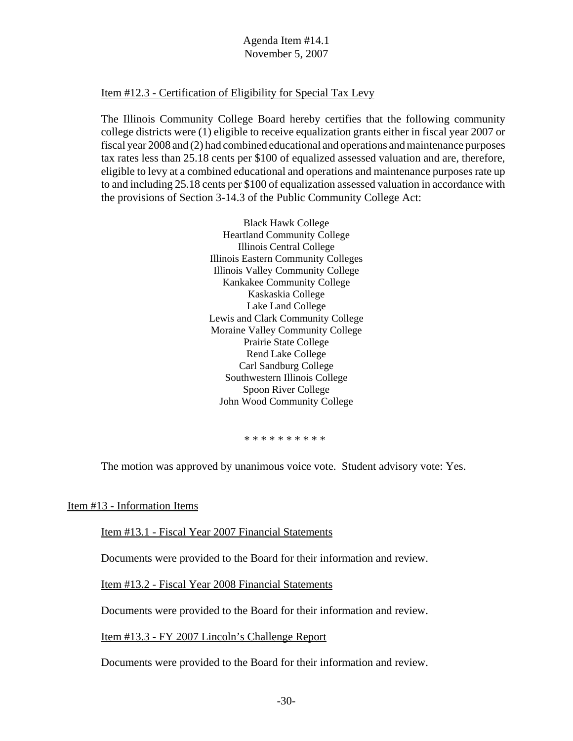Item #12.3 - Certification of Eligibility for Special Tax Levy

The Illinois Community College Board hereby certifies that the following community college districts were (1) eligible to receive equalization grants either in fiscal year 2007 or fiscal year 2008 and (2) had combined educational and operations and maintenance purposes tax rates less than 25.18 cents per $100 of equalized assessed valuation and are, therefore, eligible to levy at a combined educational and operations and maintenance purposes rate up to and including 25.18 cents per $100 of equalization assessed valuation in accordance with the provisions of Section 3-14.3 of the Public Community College Act:

Black Hawk College
Heartland Community College
Illinois Central College
Illinois Eastern Community Colleges
Illinois Valley Community College
Kankakee Community College
Kaskaskia College
Lake Land College
Lewis and Clark Community College
Moraine Valley Community College
Prairie State College
Rend Lake College
Carl Sandburg College
Southwestern Illinois College
Spoon River College
John Wood Community College

* * * * * * * * * *

The motion was approved by unanimous voice vote. Student advisory vote: Yes.

Item #13 - Information Items

Item #13.1 - Fiscal Year 2007 Financial Statements

Documents were provided to the Board for their information and review.

Item #13.2 - Fiscal Year 2008 Financial Statements

Documents were provided to the Board for their information and review.

Item #13.3 - FY 2007 Lincoln's Challenge Report

Documents were provided to the Board for their information and review.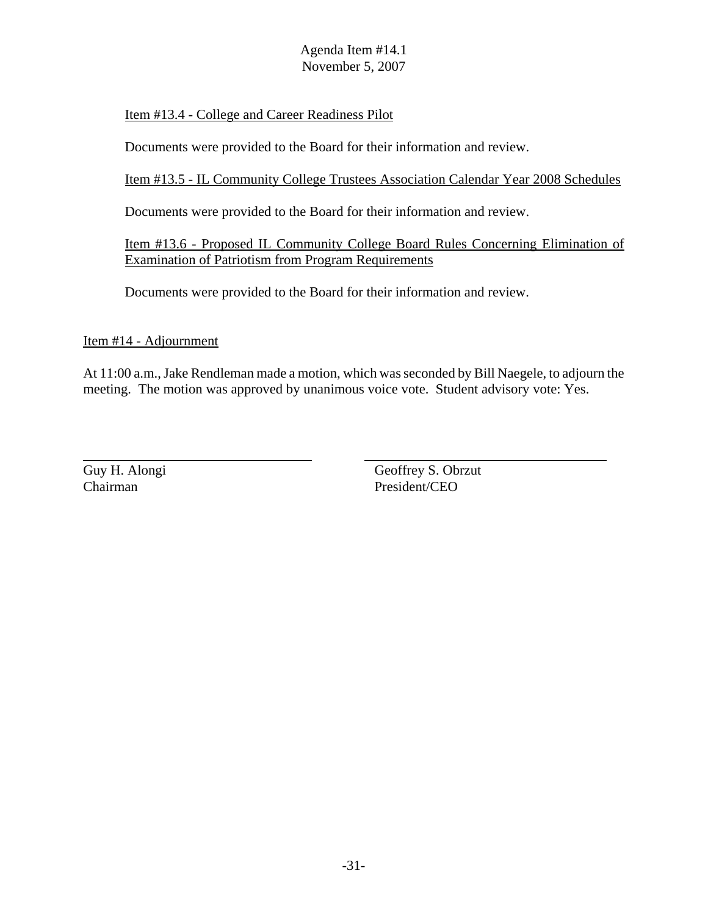Agenda Item #14.1
November 5, 2007

Item #13.4 - College and Career Readiness Pilot

Documents were provided to the Board for their information and review.

Item #13.5 - IL Community College Trustees Association Calendar Year 2008 Schedules

Documents were provided to the Board for their information and review.

Item #13.6 - Proposed IL Community College Board Rules Concerning Elimination of Examination of Patriotism from Program Requirements

Documents were provided to the Board for their information and review.

Item #14 - Adjournment

At 11:00 a.m., Jake Rendleman made a motion, which was seconded by Bill Naegele, to adjourn the meeting. The motion was approved by unanimous voice vote. Student advisory vote: Yes.

Guy H. Alongi
Chairman

Geoffrey S. Obrzut
President/CEO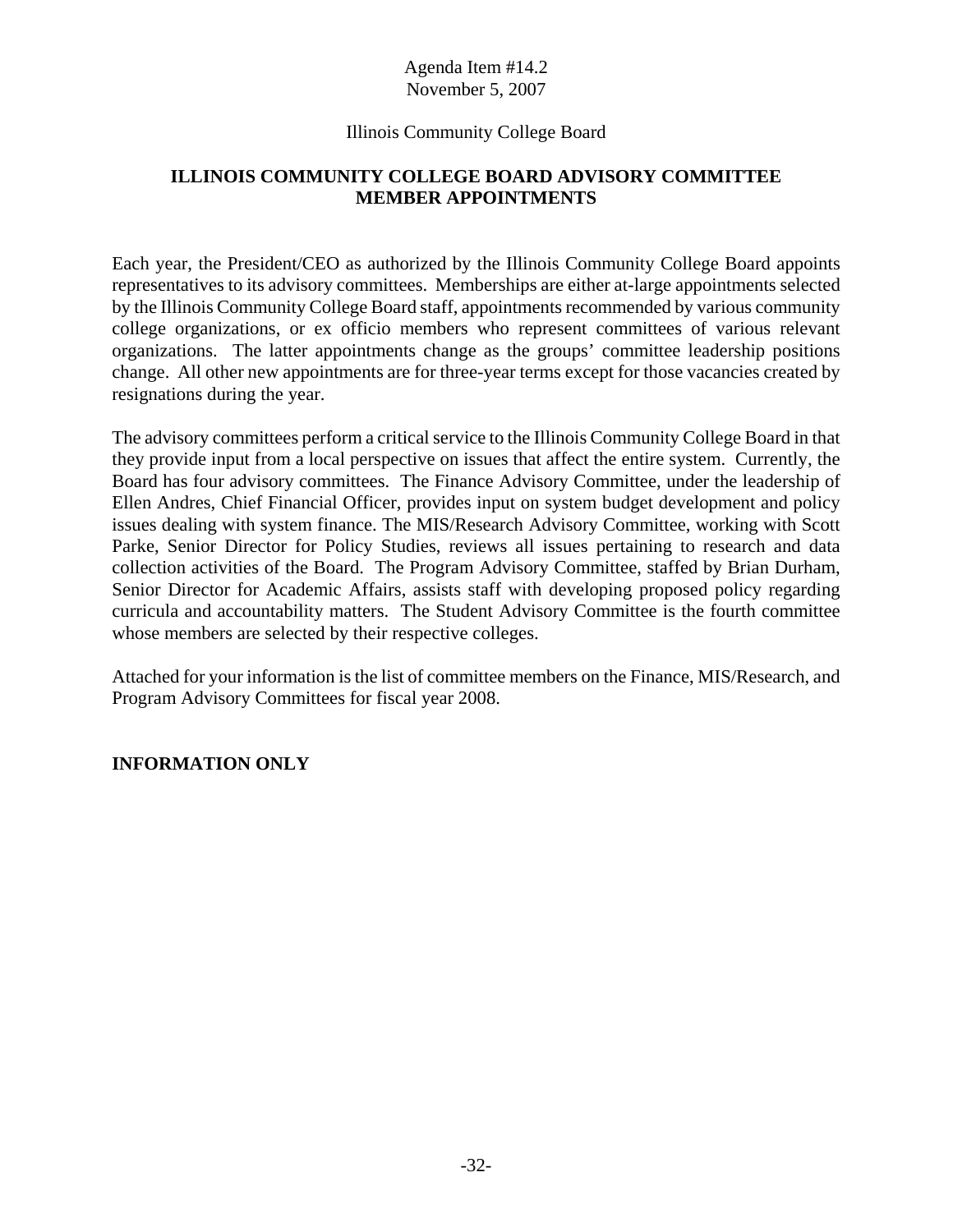Agenda Item #14.2
November 5, 2007

Illinois Community College Board

## ILLINOIS COMMUNITY COLLEGE BOARD ADVISORY COMMITTEE MEMBER APPOINTMENTS

Each year, the President/CEO as authorized by the Illinois Community College Board appoints representatives to its advisory committees. Memberships are either at-large appointments selected by the Illinois Community College Board staff, appointments recommended by various community college organizations, or ex officio members who represent committees of various relevant organizations. The latter appointments change as the groups' committee leadership positions change. All other new appointments are for three-year terms except for those vacancies created by resignations during the year.

The advisory committees perform a critical service to the Illinois Community College Board in that they provide input from a local perspective on issues that affect the entire system. Currently, the Board has four advisory committees. The Finance Advisory Committee, under the leadership of Ellen Andres, Chief Financial Officer, provides input on system budget development and policy issues dealing with system finance. The MIS/Research Advisory Committee, working with Scott Parke, Senior Director for Policy Studies, reviews all issues pertaining to research and data collection activities of the Board. The Program Advisory Committee, staffed by Brian Durham, Senior Director for Academic Affairs, assists staff with developing proposed policy regarding curricula and accountability matters. The Student Advisory Committee is the fourth committee whose members are selected by their respective colleges.

Attached for your information is the list of committee members on the Finance, MIS/Research, and Program Advisory Committees for fiscal year 2008.

**INFORMATION ONLY**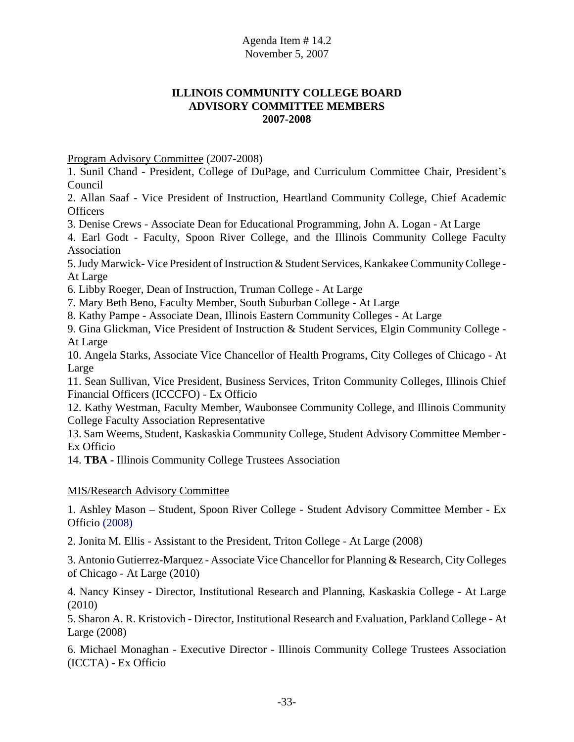Agenda Item # 14.2
November 5, 2007

**ILLINOIS COMMUNITY COLLEGE BOARD**
**ADVISORY COMMITTEE MEMBERS**
**2007-2008**

Program Advisory Committee (2007-2008)

1. Sunil Chand - President, College of DuPage, and Curriculum Committee Chair, President's Council
2. Allan Saaf - Vice President of Instruction, Heartland Community College, Chief Academic Officers
3. Denise Crews - Associate Dean for Educational Programming, John A. Logan - At Large
4. Earl Godt - Faculty, Spoon River College, and the Illinois Community College Faculty Association
5. Judy Marwick- Vice President of Instruction & Student Services, Kankakee Community College - At Large
6. Libby Roeger, Dean of Instruction, Truman College - At Large
7. Mary Beth Beno, Faculty Member, South Suburban College - At Large
8. Kathy Pampe - Associate Dean, Illinois Eastern Community Colleges - At Large
9. Gina Glickman, Vice President of Instruction & Student Services, Elgin Community College - At Large
10. Angela Starks, Associate Vice Chancellor of Health Programs, City Colleges of Chicago - At Large
11. Sean Sullivan, Vice President, Business Services, Triton Community Colleges, Illinois Chief Financial Officers (ICCCFO) - Ex Officio
12. Kathy Westman, Faculty Member, Waubonsee Community College, and Illinois Community College Faculty Association Representative
13. Sam Weems, Student, Kaskaskia Community College, Student Advisory Committee Member - Ex Officio
14. **TBA** - Illinois Community College Trustees Association

MIS/Research Advisory Committee

1. Ashley Mason – Student, Spoon River College - Student Advisory Committee Member - Ex Officio (2008)

2. Jonita M. Ellis - Assistant to the President, Triton College - At Large (2008)

3. Antonio Gutierrez-Marquez - Associate Vice Chancellor for Planning & Research, City Colleges of Chicago - At Large (2010)

4. Nancy Kinsey - Director, Institutional Research and Planning, Kaskaskia College - At Large (2010)

5. Sharon A. R. Kristovich - Director, Institutional Research and Evaluation, Parkland College - At Large (2008)

6. Michael Monaghan - Executive Director - Illinois Community College Trustees Association (ICCTA) - Ex Officio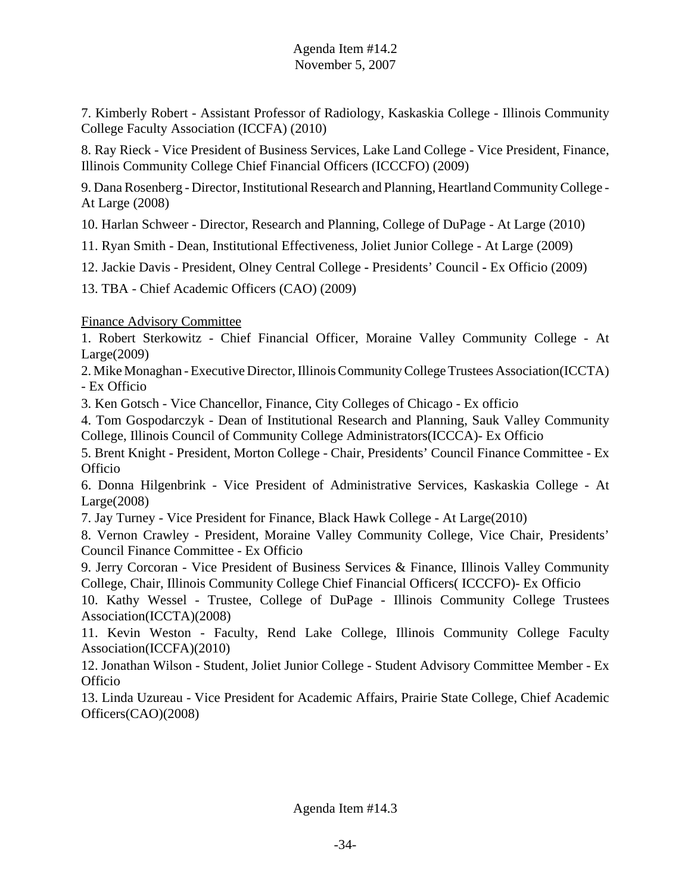Agenda Item #14.2
November 5, 2007

7. Kimberly Robert - Assistant Professor of Radiology, Kaskaskia College - Illinois Community College Faculty Association (ICCFA) (2010)

8. Ray Rieck - Vice President of Business Services, Lake Land College - Vice President, Finance, Illinois Community College Chief Financial Officers (ICCCFO) (2009)

9. Dana Rosenberg - Director, Institutional Research and Planning, Heartland Community College - At Large (2008)

10. Harlan Schweer - Director, Research and Planning, College of DuPage - At Large (2010)

11. Ryan Smith - Dean, Institutional Effectiveness, Joliet Junior College - At Large (2009)

12. Jackie Davis - President, Olney Central College - Presidents' Council - Ex Officio (2009)

13. TBA - Chief Academic Officers (CAO) (2009)

<u>Finance Advisory Committee</u>

1. Robert Sterkowitz - Chief Financial Officer, Moraine Valley Community College - At Large(2009)
2. Mike Monaghan - Executive Director, Illinois Community College Trustees Association(ICCTA) - Ex Officio
3. Ken Gotsch - Vice Chancellor, Finance, City Colleges of Chicago - Ex officio
4. Tom Gospodarczyk - Dean of Institutional Research and Planning, Sauk Valley Community College, Illinois Council of Community College Administrators(ICCCA)- Ex Officio
5. Brent Knight - President, Morton College - Chair, Presidents' Council Finance Committee - Ex Officio
6. Donna Hilgenbrink - Vice President of Administrative Services, Kaskaskia College - At Large(2008)
7. Jay Turney - Vice President for Finance, Black Hawk College - At Large(2010)
8. Vernon Crawley - President, Moraine Valley Community College, Vice Chair, Presidents' Council Finance Committee - Ex Officio
9. Jerry Corcoran - Vice President of Business Services & Finance, Illinois Valley Community College, Chair, Illinois Community College Chief Financial Officers( ICCCFO)- Ex Officio
10. Kathy Wessel - Trustee, College of DuPage - Illinois Community College Trustees Association(ICCTA)(2008)
11. Kevin Weston - Faculty, Rend Lake College, Illinois Community College Faculty Association(ICCFA)(2010)
12. Jonathan Wilson - Student, Joliet Junior College - Student Advisory Committee Member - Ex Officio
13. Linda Uzureau - Vice President for Academic Affairs, Prairie State College, Chief Academic Officers(CAO)(2008)

Agenda Item #14.3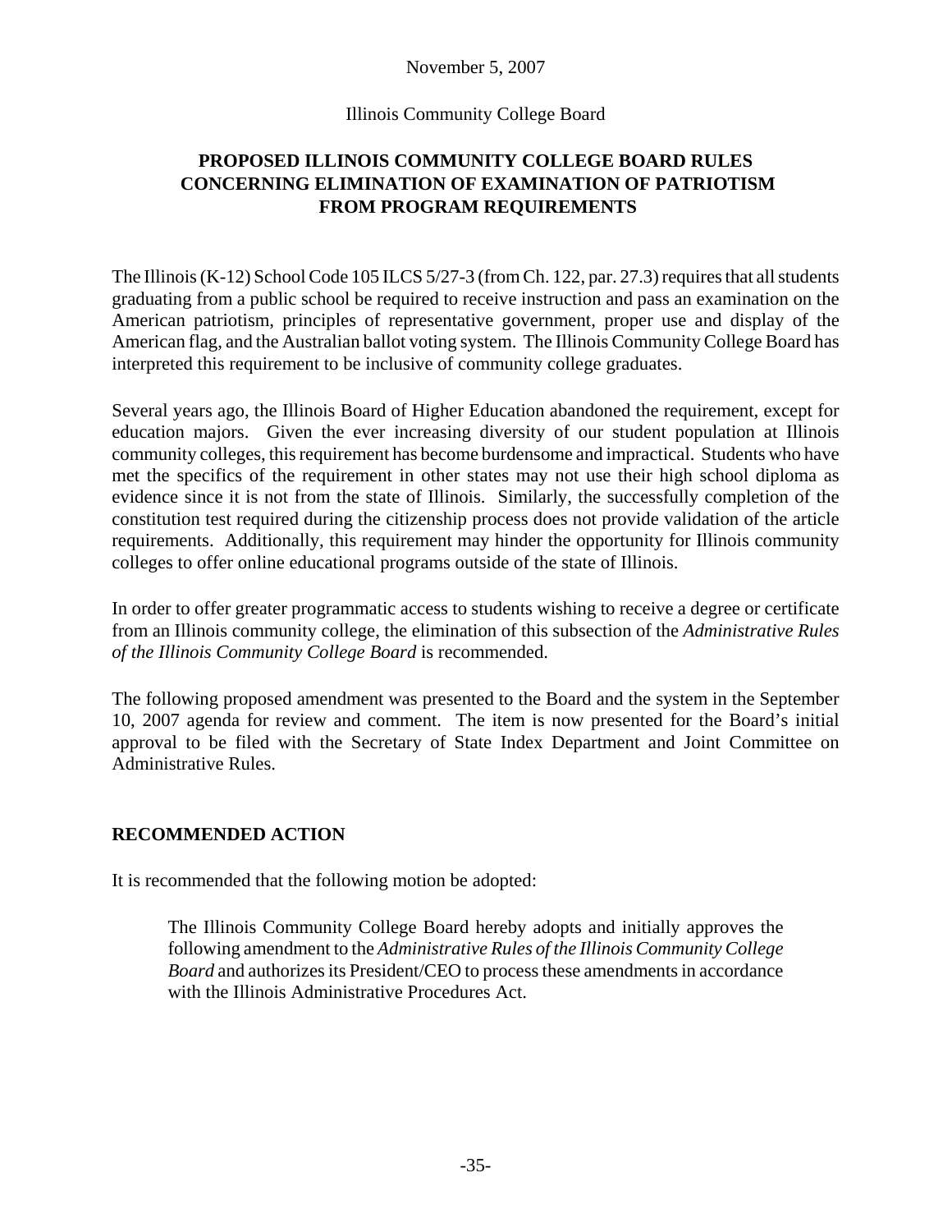November 5, 2007

Illinois Community College Board

## PROPOSED ILLINOIS COMMUNITY COLLEGE BOARD RULES CONCERNING ELIMINATION OF EXAMINATION OF PATRIOTISM FROM PROGRAM REQUIREMENTS

The Illinois (K-12) School Code 105 ILCS 5/27-3 (from Ch. 122, par. 27.3) requires that all students graduating from a public school be required to receive instruction and pass an examination on the American patriotism, principles of representative government, proper use and display of the American flag, and the Australian ballot voting system. The Illinois Community College Board has interpreted this requirement to be inclusive of community college graduates.

Several years ago, the Illinois Board of Higher Education abandoned the requirement, except for education majors. Given the ever increasing diversity of our student population at Illinois community colleges, this requirement has become burdensome and impractical. Students who have met the specifics of the requirement in other states may not use their high school diploma as evidence since it is not from the state of Illinois. Similarly, the successfully completion of the constitution test required during the citizenship process does not provide validation of the article requirements. Additionally, this requirement may hinder the opportunity for Illinois community colleges to offer online educational programs outside of the state of Illinois.

In order to offer greater programmatic access to students wishing to receive a degree or certificate from an Illinois community college, the elimination of this subsection of the *Administrative Rules of the Illinois Community College Board* is recommended.

The following proposed amendment was presented to the Board and the system in the September 10, 2007 agenda for review and comment. The item is now presented for the Board's initial approval to be filed with the Secretary of State Index Department and Joint Committee on Administrative Rules.

### RECOMMENDED ACTION

It is recommended that the following motion be adopted:

> The Illinois Community College Board hereby adopts and initially approves the following amendment to the *Administrative Rules of the Illinois Community College Board* and authorizes its President/CEO to process these amendments in accordance with the Illinois Administrative Procedures Act.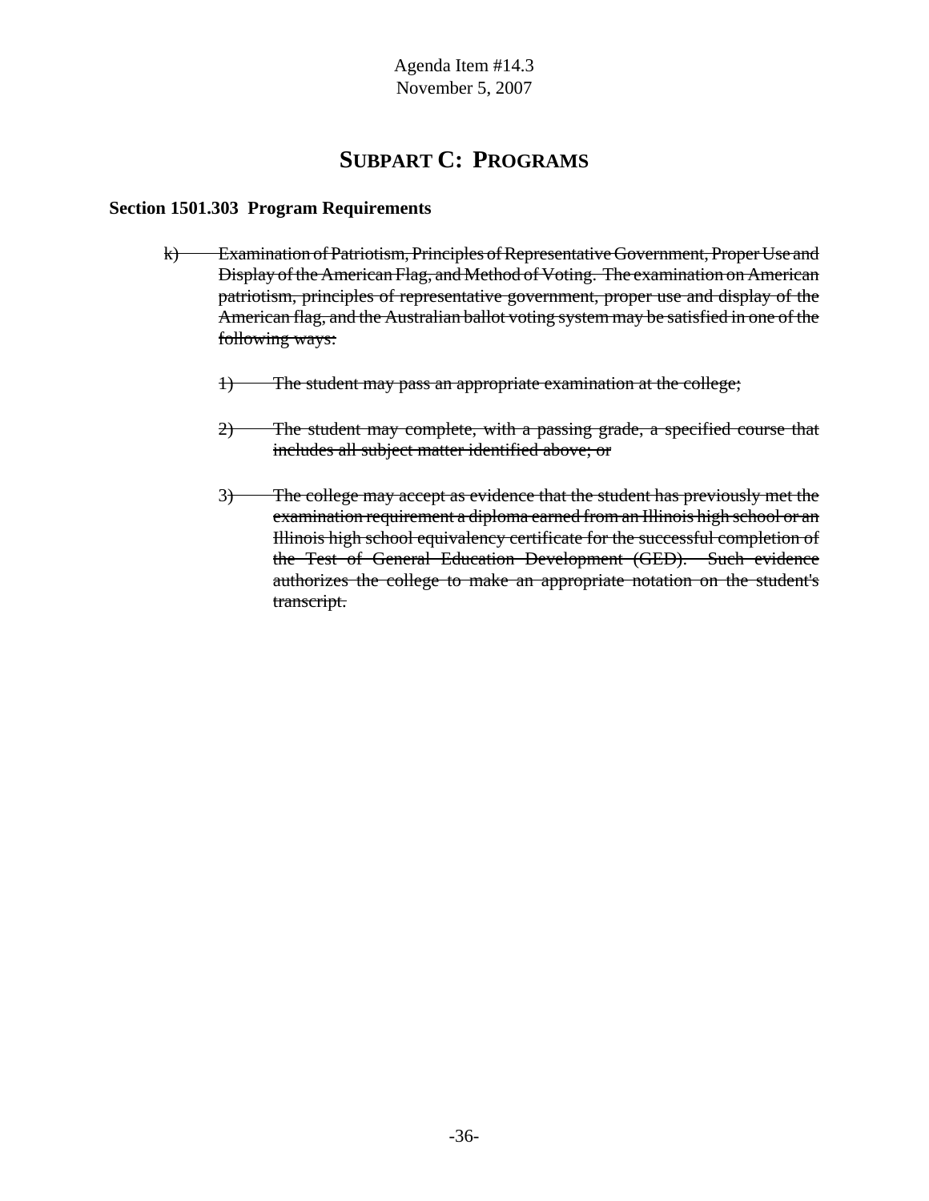Agenda Item #14.3
November 5, 2007

## SUBPART C: PROGRAMS

### Section 1501.303 Program Requirements

~~k) Examination of Patriotism, Principles of Representative Government, Proper Use and Display of the American Flag, and Method of Voting. The examination on American patriotism, principles of representative government, proper use and display of the American flag, and the Australian ballot voting system may be satisfied in one of the following ways:~~

~~1) The student may pass an appropriate examination at the college;~~

~~2) The student may complete, with a passing grade, a specified course that includes all subject matter identified above; or~~

~~3) The college may accept as evidence that the student has previously met the examination requirement a diploma earned from an Illinois high school or an Illinois high school equivalency certificate for the successful completion of the Test of General Education Development (GED). Such evidence authorizes the college to make an appropriate notation on the student's transcript.~~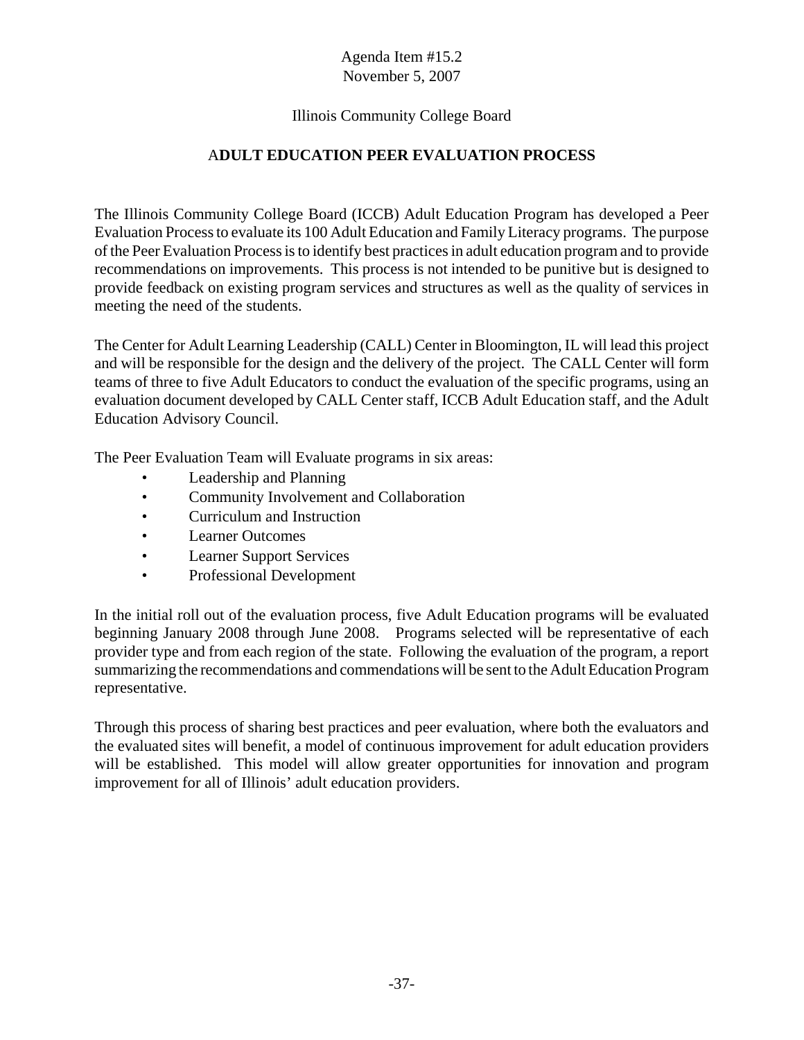Agenda Item #15.2
November 5, 2007

Illinois Community College Board

## ADULT EDUCATION PEER EVALUATION PROCESS

The Illinois Community College Board (ICCB) Adult Education Program has developed a Peer Evaluation Process to evaluate its 100 Adult Education and Family Literacy programs. The purpose of the Peer Evaluation Process is to identify best practices in adult education program and to provide recommendations on improvements. This process is not intended to be punitive but is designed to provide feedback on existing program services and structures as well as the quality of services in meeting the need of the students.

The Center for Adult Learning Leadership (CALL) Center in Bloomington, IL will lead this project and will be responsible for the design and the delivery of the project. The CALL Center will form teams of three to five Adult Educators to conduct the evaluation of the specific programs, using an evaluation document developed by CALL Center staff, ICCB Adult Education staff, and the Adult Education Advisory Council.

The Peer Evaluation Team will Evaluate programs in six areas:

- Leadership and Planning
- Community Involvement and Collaboration
- Curriculum and Instruction
- Learner Outcomes
- Learner Support Services
- Professional Development

In the initial roll out of the evaluation process, five Adult Education programs will be evaluated beginning January 2008 through June 2008. Programs selected will be representative of each provider type and from each region of the state. Following the evaluation of the program, a report summarizing the recommendations and commendations will be sent to the Adult Education Program representative.

Through this process of sharing best practices and peer evaluation, where both the evaluators and the evaluated sites will benefit, a model of continuous improvement for adult education providers will be established. This model will allow greater opportunities for innovation and program improvement for all of Illinois' adult education providers.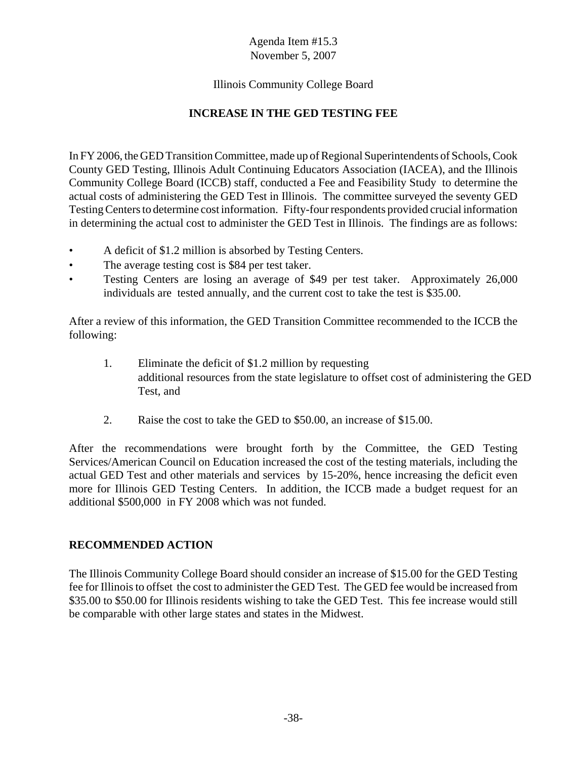Agenda Item #15.3
November 5, 2007

Illinois Community College Board

# INCREASE IN THE GED TESTING FEE

In FY 2006, the GED Transition Committee, made up of Regional Superintendents of Schools, Cook County GED Testing, Illinois Adult Continuing Educators Association (IACEA), and the Illinois Community College Board (ICCB) staff, conducted a Fee and Feasibility Study to determine the actual costs of administering the GED Test in Illinois. The committee surveyed the seventy GED Testing Centers to determine cost information. Fifty-four respondents provided crucial information in determining the actual cost to administer the GED Test in Illinois. The findings are as follows:

- A deficit of $1.2 million is absorbed by Testing Centers.
- The average testing cost is $84 per test taker.
- Testing Centers are losing an average of $49 per test taker. Approximately 26,000 individuals are tested annually, and the current cost to take the test is $35.00.

After a review of this information, the GED Transition Committee recommended to the ICCB the following:

1. Eliminate the deficit of $1.2 million by requesting additional resources from the state legislature to offset cost of administering the GED Test, and

2. Raise the cost to take the GED to $50.00, an increase of $15.00.

After the recommendations were brought forth by the Committee, the GED Testing Services/American Council on Education increased the cost of the testing materials, including the actual GED Test and other materials and services by 15-20%, hence increasing the deficit even more for Illinois GED Testing Centers. In addition, the ICCB made a budget request for an additional $500,000 in FY 2008 which was not funded.

## RECOMMENDED ACTION

The Illinois Community College Board should consider an increase of $15.00 for the GED Testing fee for Illinois to offset the cost to administer the GED Test. The GED fee would be increased from $35.00 to $50.00 for Illinois residents wishing to take the GED Test. This fee increase would still be comparable with other large states and states in the Midwest.